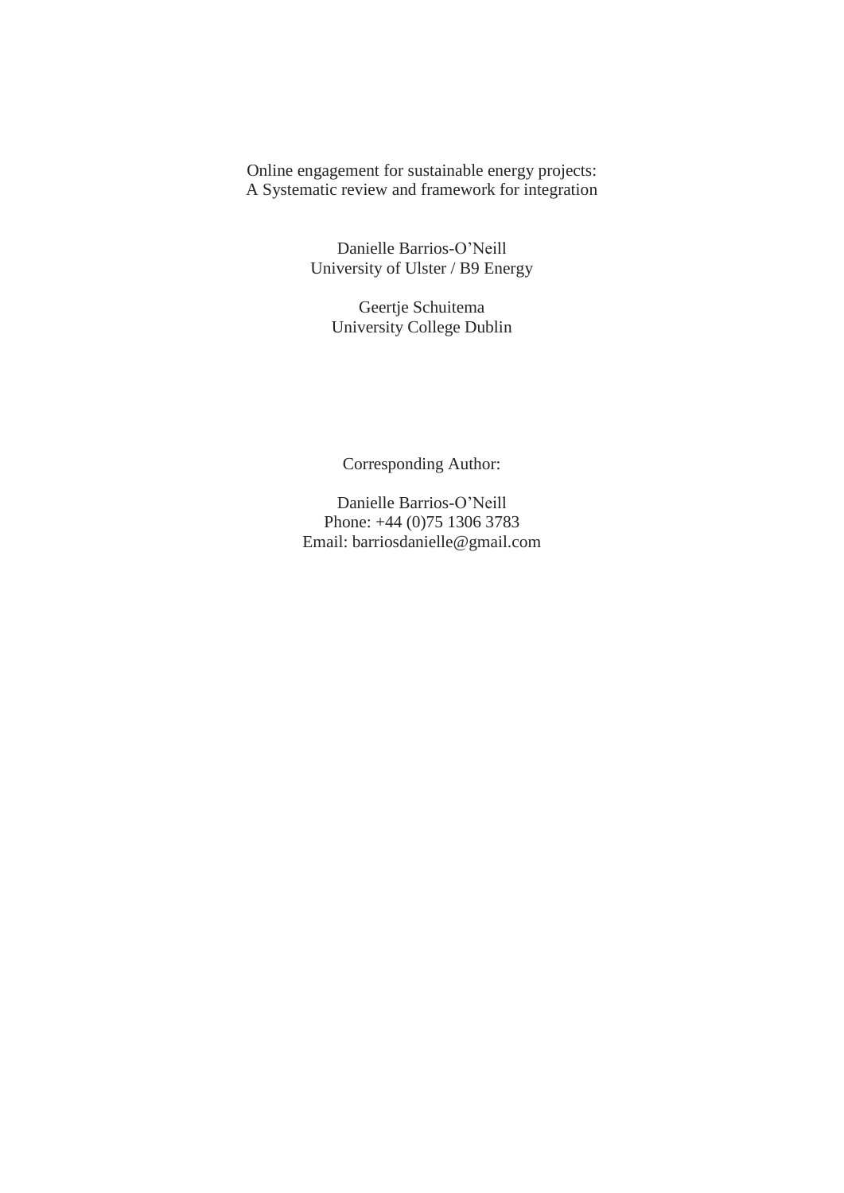# Online engagement for sustainable energy projects: A Systematic review and framework for integration

Danielle Barrios-O'Neill
University of Ulster / B9 Energy

Geertje Schuitema
University College Dublin

Corresponding Author:

Danielle Barrios-O'Neill
Phone: +44 (0)75 1306 3783
Email: barriosdanielle@gmail.com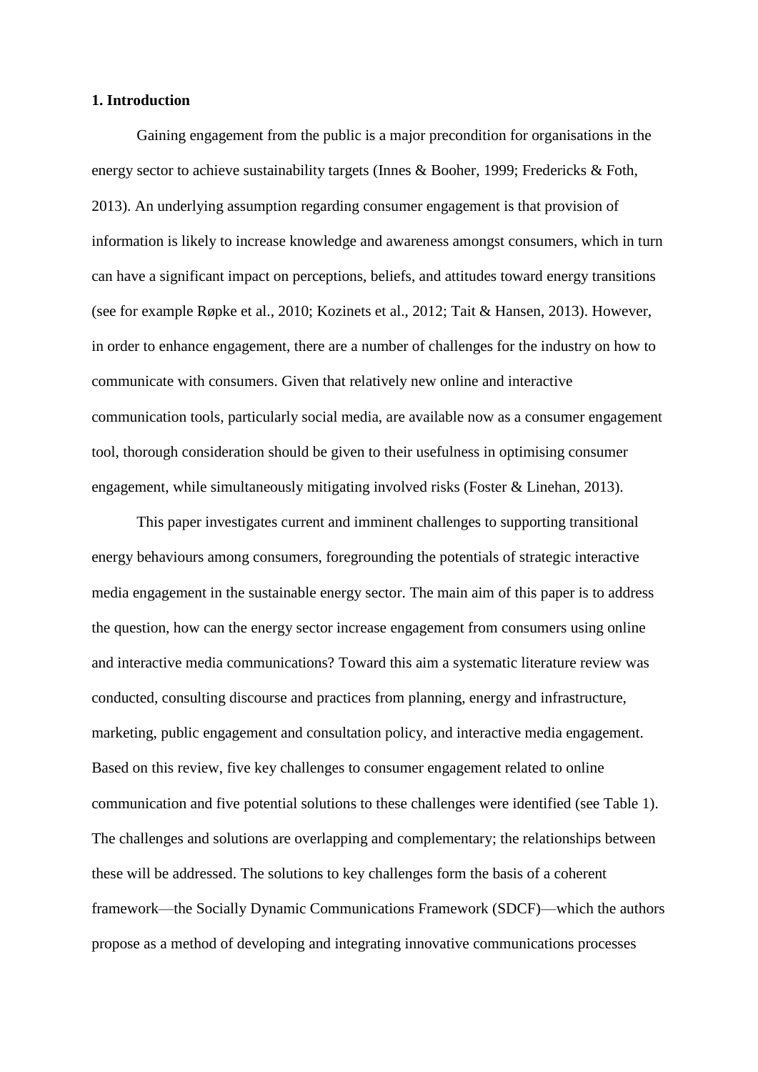## 1. Introduction

Gaining engagement from the public is a major precondition for organisations in the energy sector to achieve sustainability targets (Innes & Booher, 1999; Fredericks & Foth, 2013). An underlying assumption regarding consumer engagement is that provision of information is likely to increase knowledge and awareness amongst consumers, which in turn can have a significant impact on perceptions, beliefs, and attitudes toward energy transitions (see for example Røpke et al., 2010; Kozinets et al., 2012; Tait & Hansen, 2013). However, in order to enhance engagement, there are a number of challenges for the industry on how to communicate with consumers. Given that relatively new online and interactive communication tools, particularly social media, are available now as a consumer engagement tool, thorough consideration should be given to their usefulness in optimising consumer engagement, while simultaneously mitigating involved risks (Foster & Linehan, 2013).

This paper investigates current and imminent challenges to supporting transitional energy behaviours among consumers, foregrounding the potentials of strategic interactive media engagement in the sustainable energy sector. The main aim of this paper is to address the question, how can the energy sector increase engagement from consumers using online and interactive media communications? Toward this aim a systematic literature review was conducted, consulting discourse and practices from planning, energy and infrastructure, marketing, public engagement and consultation policy, and interactive media engagement. Based on this review, five key challenges to consumer engagement related to online communication and five potential solutions to these challenges were identified (see Table 1). The challenges and solutions are overlapping and complementary; the relationships between these will be addressed. The solutions to key challenges form the basis of a coherent framework—the Socially Dynamic Communications Framework (SDCF)—which the authors propose as a method of developing and integrating innovative communications processes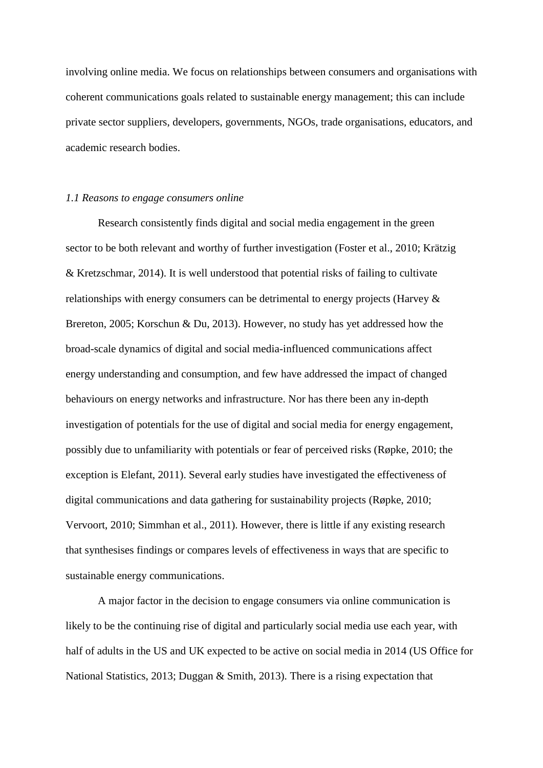involving online media. We focus on relationships between consumers and organisations with coherent communications goals related to sustainable energy management; this can include private sector suppliers, developers, governments, NGOs, trade organisations, educators, and academic research bodies.

### *1.1 Reasons to engage consumers online*

Research consistently finds digital and social media engagement in the green sector to be both relevant and worthy of further investigation (Foster et al., 2010; Krätzig & Kretzschmar, 2014). It is well understood that potential risks of failing to cultivate relationships with energy consumers can be detrimental to energy projects (Harvey & Brereton, 2005; Korschun & Du, 2013). However, no study has yet addressed how the broad-scale dynamics of digital and social media-influenced communications affect energy understanding and consumption, and few have addressed the impact of changed behaviours on energy networks and infrastructure. Nor has there been any in-depth investigation of potentials for the use of digital and social media for energy engagement, possibly due to unfamiliarity with potentials or fear of perceived risks (Røpke, 2010; the exception is Elefant, 2011). Several early studies have investigated the effectiveness of digital communications and data gathering for sustainability projects (Røpke, 2010; Vervoort, 2010; Simmhan et al., 2011). However, there is little if any existing research that synthesises findings or compares levels of effectiveness in ways that are specific to sustainable energy communications.

A major factor in the decision to engage consumers via online communication is likely to be the continuing rise of digital and particularly social media use each year, with half of adults in the US and UK expected to be active on social media in 2014 (US Office for National Statistics, 2013; Duggan & Smith, 2013). There is a rising expectation that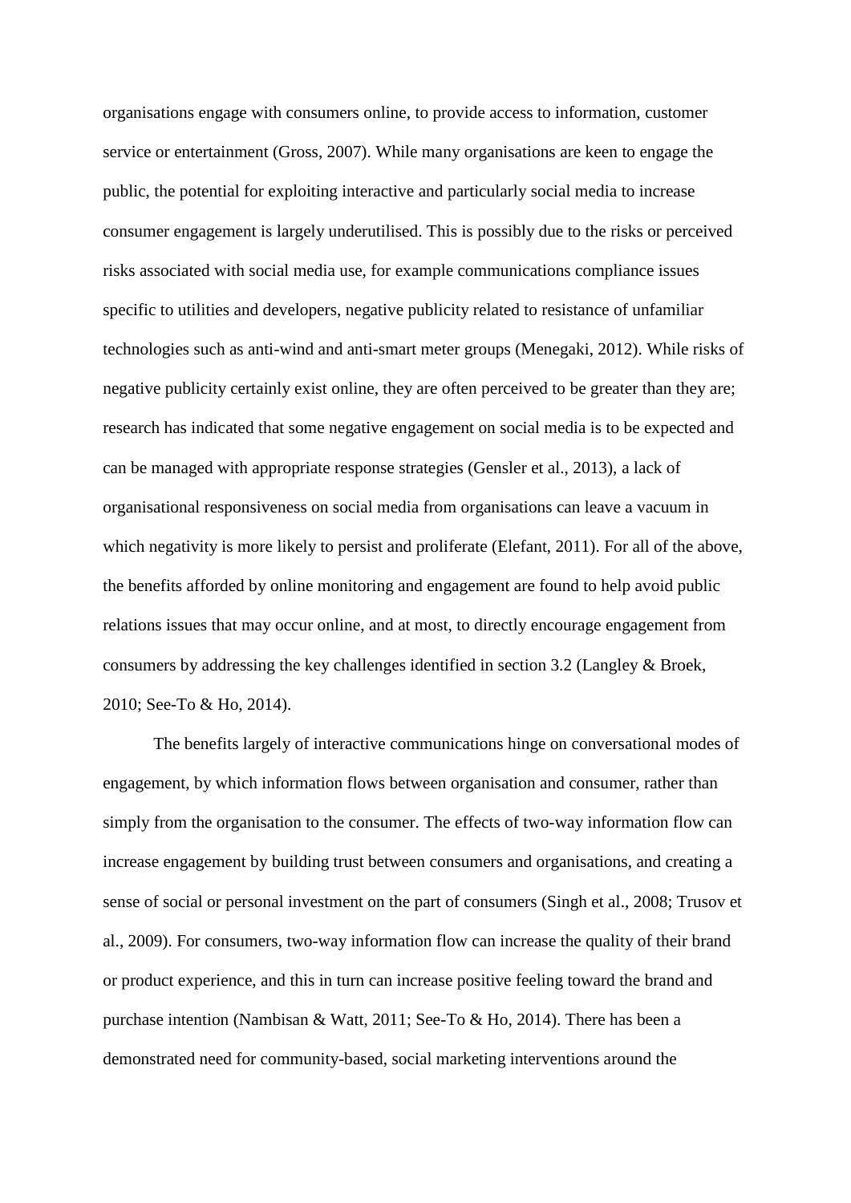organisations engage with consumers online, to provide access to information, customer service or entertainment (Gross, 2007). While many organisations are keen to engage the public, the potential for exploiting interactive and particularly social media to increase consumer engagement is largely underutilised. This is possibly due to the risks or perceived risks associated with social media use, for example communications compliance issues specific to utilities and developers, negative publicity related to resistance of unfamiliar technologies such as anti-wind and anti-smart meter groups (Menegaki, 2012). While risks of negative publicity certainly exist online, they are often perceived to be greater than they are; research has indicated that some negative engagement on social media is to be expected and can be managed with appropriate response strategies (Gensler et al., 2013), a lack of organisational responsiveness on social media from organisations can leave a vacuum in which negativity is more likely to persist and proliferate (Elefant, 2011). For all of the above, the benefits afforded by online monitoring and engagement are found to help avoid public relations issues that may occur online, and at most, to directly encourage engagement from consumers by addressing the key challenges identified in section 3.2 (Langley & Broek, 2010; See-To & Ho, 2014).

The benefits largely of interactive communications hinge on conversational modes of engagement, by which information flows between organisation and consumer, rather than simply from the organisation to the consumer. The effects of two-way information flow can increase engagement by building trust between consumers and organisations, and creating a sense of social or personal investment on the part of consumers (Singh et al., 2008; Trusov et al., 2009). For consumers, two-way information flow can increase the quality of their brand or product experience, and this in turn can increase positive feeling toward the brand and purchase intention (Nambisan & Watt, 2011; See-To & Ho, 2014). There has been a demonstrated need for community-based, social marketing interventions around the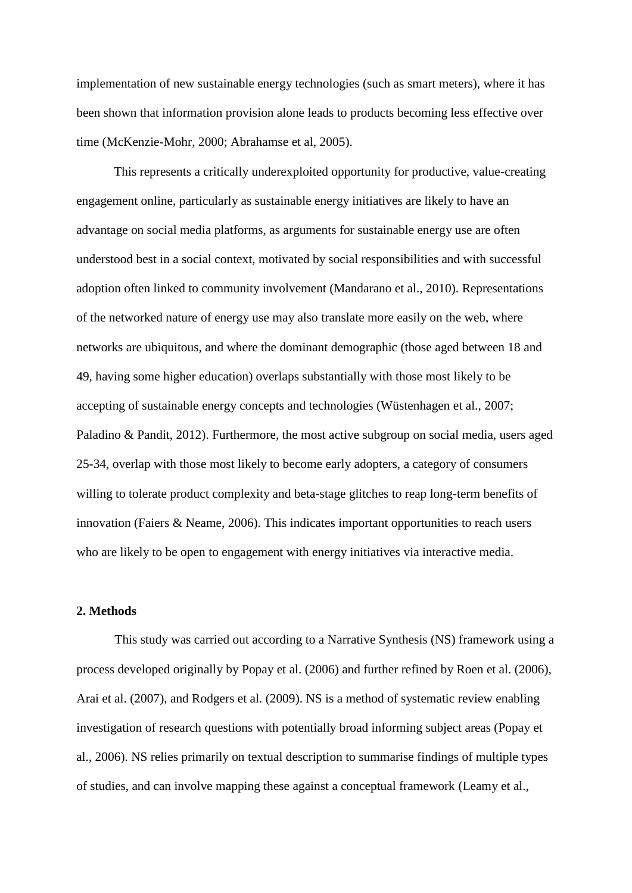implementation of new sustainable energy technologies (such as smart meters), where it has been shown that information provision alone leads to products becoming less effective over time (McKenzie-Mohr, 2000; Abrahamse et al, 2005).

This represents a critically underexploited opportunity for productive, value-creating engagement online, particularly as sustainable energy initiatives are likely to have an advantage on social media platforms, as arguments for sustainable energy use are often understood best in a social context, motivated by social responsibilities and with successful adoption often linked to community involvement (Mandarano et al., 2010). Representations of the networked nature of energy use may also translate more easily on the web, where networks are ubiquitous, and where the dominant demographic (those aged between 18 and 49, having some higher education) overlaps substantially with those most likely to be accepting of sustainable energy concepts and technologies (Wüstenhagen et al., 2007; Paladino & Pandit, 2012). Furthermore, the most active subgroup on social media, users aged 25-34, overlap with those most likely to become early adopters, a category of consumers willing to tolerate product complexity and beta-stage glitches to reap long-term benefits of innovation (Faiers & Neame, 2006). This indicates important opportunities to reach users who are likely to be open to engagement with energy initiatives via interactive media.

## 2. Methods

This study was carried out according to a Narrative Synthesis (NS) framework using a process developed originally by Popay et al. (2006) and further refined by Roen et al. (2006), Arai et al. (2007), and Rodgers et al. (2009). NS is a method of systematic review enabling investigation of research questions with potentially broad informing subject areas (Popay et al., 2006). NS relies primarily on textual description to summarise findings of multiple types of studies, and can involve mapping these against a conceptual framework (Leamy et al.,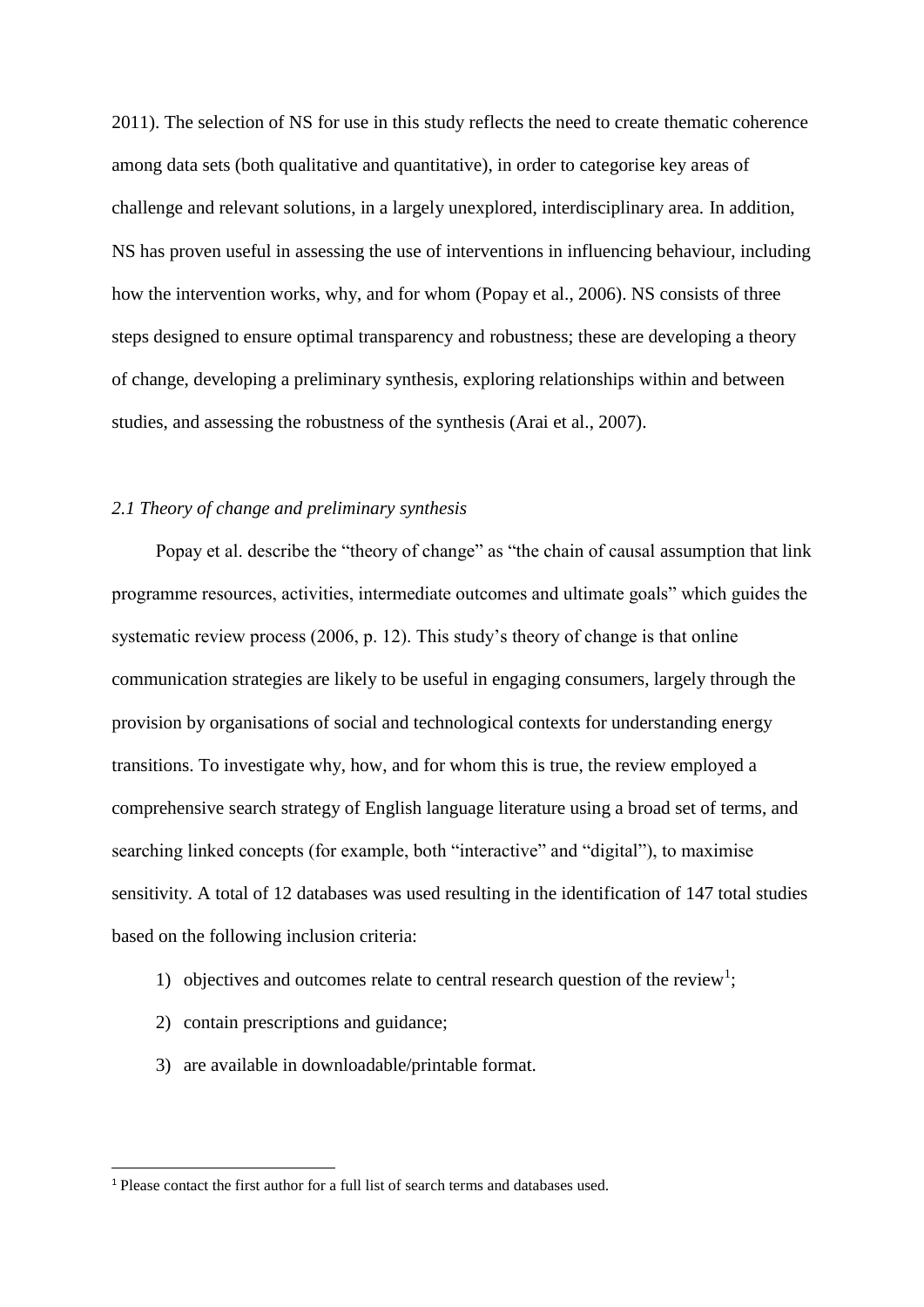2011). The selection of NS for use in this study reflects the need to create thematic coherence among data sets (both qualitative and quantitative), in order to categorise key areas of challenge and relevant solutions, in a largely unexplored, interdisciplinary area. In addition, NS has proven useful in assessing the use of interventions in influencing behaviour, including how the intervention works, why, and for whom (Popay et al., 2006). NS consists of three steps designed to ensure optimal transparency and robustness; these are developing a theory of change, developing a preliminary synthesis, exploring relationships within and between studies, and assessing the robustness of the synthesis (Arai et al., 2007).

### *2.1 Theory of change and preliminary synthesis*

Popay et al. describe the "theory of change" as "the chain of causal assumption that link programme resources, activities, intermediate outcomes and ultimate goals" which guides the systematic review process (2006, p. 12). This study's theory of change is that online communication strategies are likely to be useful in engaging consumers, largely through the provision by organisations of social and technological contexts for understanding energy transitions. To investigate why, how, and for whom this is true, the review employed a comprehensive search strategy of English language literature using a broad set of terms, and searching linked concepts (for example, both "interactive" and "digital"), to maximise sensitivity. A total of 12 databases was used resulting in the identification of 147 total studies based on the following inclusion criteria:

1) objectives and outcomes relate to central research question of the review[1];
2) contain prescriptions and guidance;
3) are available in downloadable/printable format.

[1] Please contact the first author for a full list of search terms and databases used.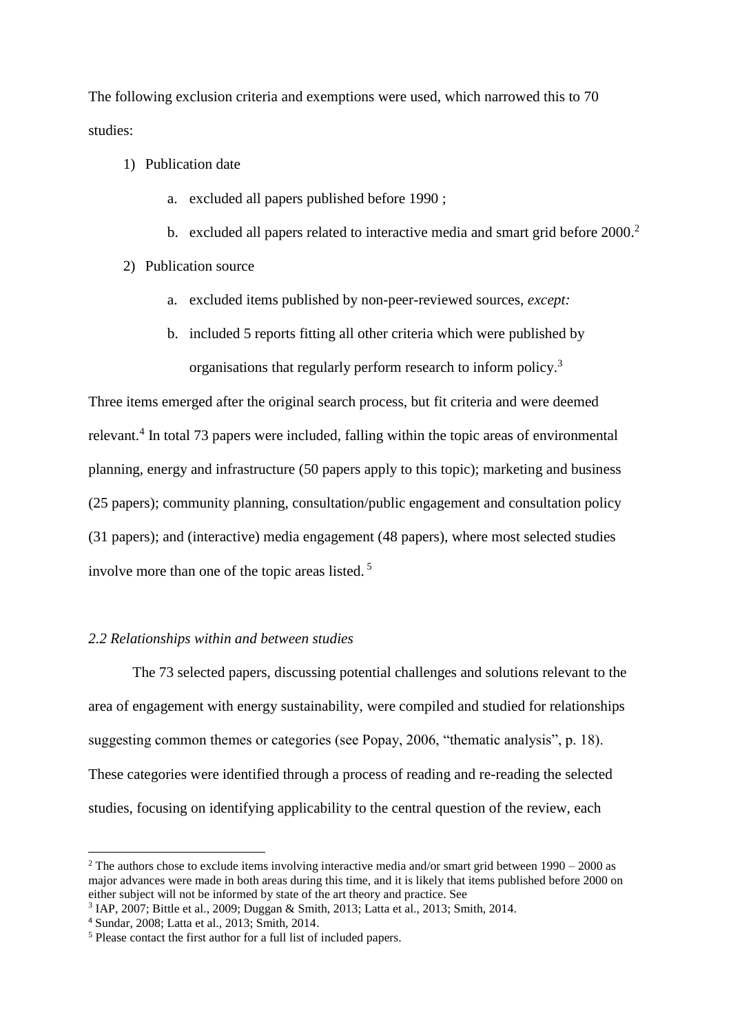The following exclusion criteria and exemptions were used, which narrowed this to 70 studies:

1) Publication date
    a. excluded all papers published before 1990 ;
    b. excluded all papers related to interactive media and smart grid before 2000.[2]
2) Publication source
    a. excluded items published by non-peer-reviewed sources, *except:*
    b. included 5 reports fitting all other criteria which were published by organisations that regularly perform research to inform policy.[3]

Three items emerged after the original search process, but fit criteria and were deemed relevant.[4] In total 73 papers were included, falling within the topic areas of environmental planning, energy and infrastructure (50 papers apply to this topic); marketing and business (25 papers); community planning, consultation/public engagement and consultation policy (31 papers); and (interactive) media engagement (48 papers), where most selected studies involve more than one of the topic areas listed.[5]

### *2.2 Relationships within and between studies*

The 73 selected papers, discussing potential challenges and solutions relevant to the area of engagement with energy sustainability, were compiled and studied for relationships suggesting common themes or categories (see Popay, 2006, "thematic analysis", p. 18). These categories were identified through a process of reading and re-reading the selected studies, focusing on identifying applicability to the central question of the review, each

---

[2] The authors chose to exclude items involving interactive media and/or smart grid between 1990 – 2000 as major advances were made in both areas during this time, and it is likely that items published before 2000 on either subject will not be informed by state of the art theory and practice. See

[3] IAP, 2007; Bittle et al., 2009; Duggan & Smith, 2013; Latta et al., 2013; Smith, 2014.

[4] Sundar, 2008; Latta et al., 2013; Smith, 2014.

[5] Please contact the first author for a full list of included papers.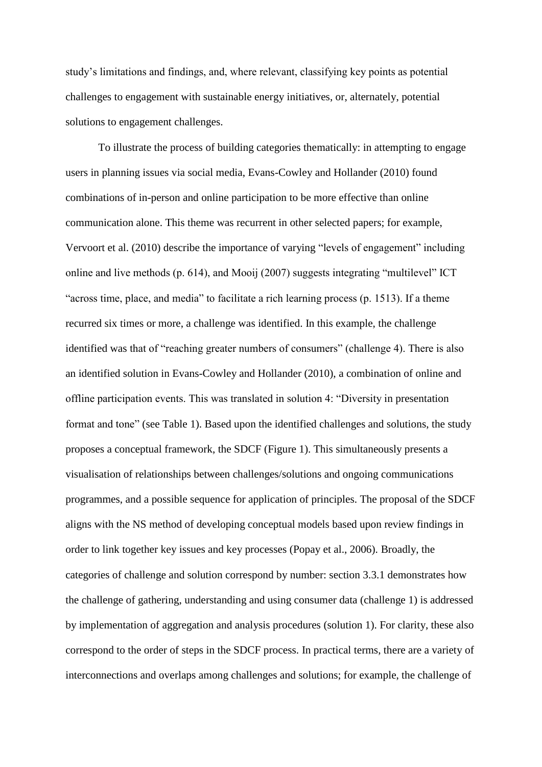study's limitations and findings, and, where relevant, classifying key points as potential challenges to engagement with sustainable energy initiatives, or, alternately, potential solutions to engagement challenges.

To illustrate the process of building categories thematically: in attempting to engage users in planning issues via social media, Evans-Cowley and Hollander (2010) found combinations of in-person and online participation to be more effective than online communication alone. This theme was recurrent in other selected papers; for example, Vervoort et al. (2010) describe the importance of varying "levels of engagement" including online and live methods (p. 614), and Mooij (2007) suggests integrating "multilevel" ICT "across time, place, and media" to facilitate a rich learning process (p. 1513). If a theme recurred six times or more, a challenge was identified. In this example, the challenge identified was that of "reaching greater numbers of consumers" (challenge 4). There is also an identified solution in Evans-Cowley and Hollander (2010), a combination of online and offline participation events. This was translated in solution 4: "Diversity in presentation format and tone" (see Table 1). Based upon the identified challenges and solutions, the study proposes a conceptual framework, the SDCF (Figure 1). This simultaneously presents a visualisation of relationships between challenges/solutions and ongoing communications programmes, and a possible sequence for application of principles. The proposal of the SDCF aligns with the NS method of developing conceptual models based upon review findings in order to link together key issues and key processes (Popay et al., 2006). Broadly, the categories of challenge and solution correspond by number: section 3.3.1 demonstrates how the challenge of gathering, understanding and using consumer data (challenge 1) is addressed by implementation of aggregation and analysis procedures (solution 1). For clarity, these also correspond to the order of steps in the SDCF process. In practical terms, there are a variety of interconnections and overlaps among challenges and solutions; for example, the challenge of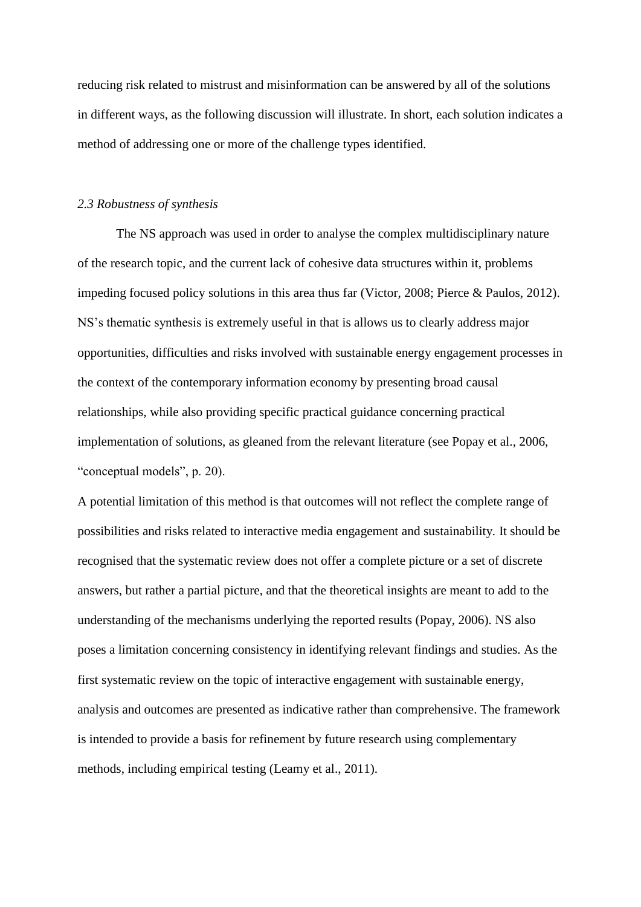reducing risk related to mistrust and misinformation can be answered by all of the solutions in different ways, as the following discussion will illustrate. In short, each solution indicates a method of addressing one or more of the challenge types identified.

### *2.3 Robustness of synthesis*

The NS approach was used in order to analyse the complex multidisciplinary nature of the research topic, and the current lack of cohesive data structures within it, problems impeding focused policy solutions in this area thus far (Victor, 2008; Pierce & Paulos, 2012). NS's thematic synthesis is extremely useful in that is allows us to clearly address major opportunities, difficulties and risks involved with sustainable energy engagement processes in the context of the contemporary information economy by presenting broad causal relationships, while also providing specific practical guidance concerning practical implementation of solutions, as gleaned from the relevant literature (see Popay et al., 2006, "conceptual models", p. 20).

A potential limitation of this method is that outcomes will not reflect the complete range of possibilities and risks related to interactive media engagement and sustainability. It should be recognised that the systematic review does not offer a complete picture or a set of discrete answers, but rather a partial picture, and that the theoretical insights are meant to add to the understanding of the mechanisms underlying the reported results (Popay, 2006). NS also poses a limitation concerning consistency in identifying relevant findings and studies. As the first systematic review on the topic of interactive engagement with sustainable energy, analysis and outcomes are presented as indicative rather than comprehensive. The framework is intended to provide a basis for refinement by future research using complementary methods, including empirical testing (Leamy et al., 2011).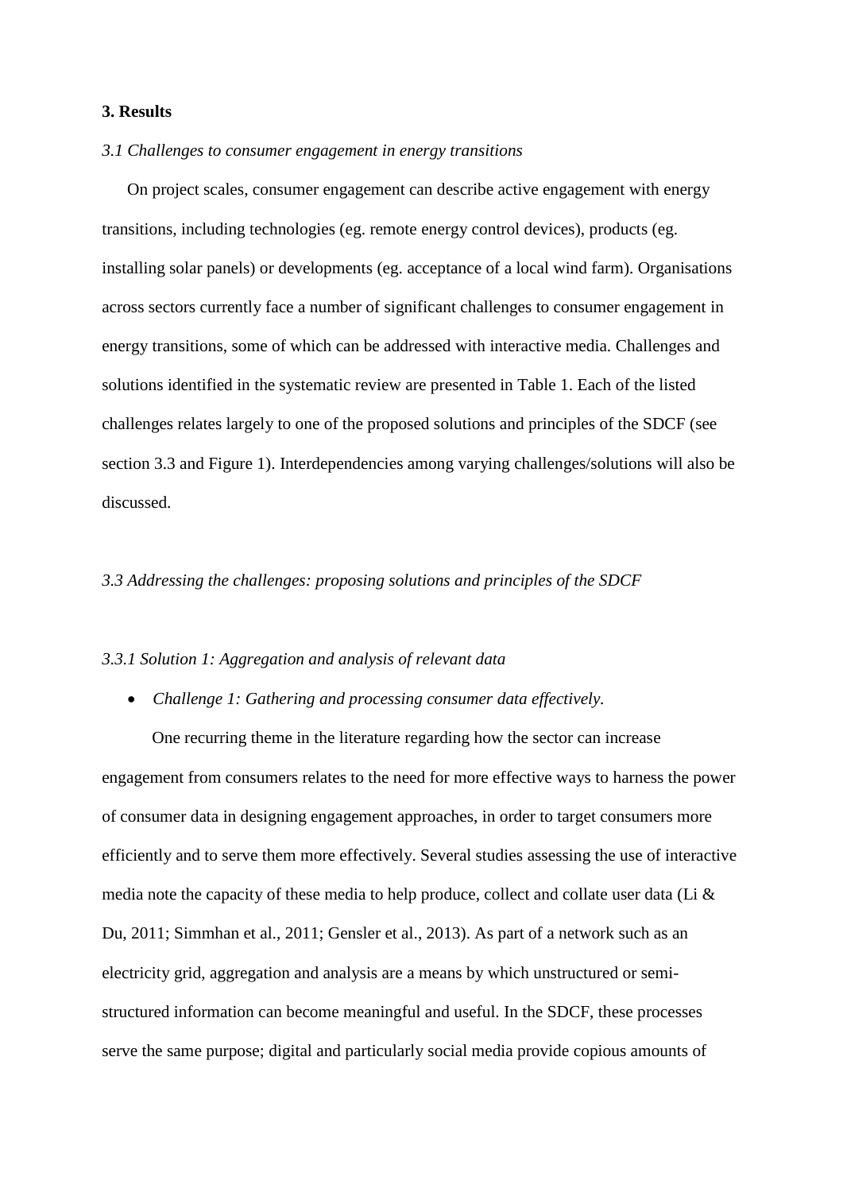**3. Results**

*3.1 Challenges to consumer engagement in energy transitions*

On project scales, consumer engagement can describe active engagement with energy transitions, including technologies (eg. remote energy control devices), products (eg. installing solar panels) or developments (eg. acceptance of a local wind farm). Organisations across sectors currently face a number of significant challenges to consumer engagement in energy transitions, some of which can be addressed with interactive media. Challenges and solutions identified in the systematic review are presented in Table 1. Each of the listed challenges relates largely to one of the proposed solutions and principles of the SDCF (see section 3.3 and Figure 1). Interdependencies among varying challenges/solutions will also be discussed.

*3.3 Addressing the challenges: proposing solutions and principles of the SDCF*

*3.3.1 Solution 1: Aggregation and analysis of relevant data*

- *Challenge 1: Gathering and processing consumer data effectively.*

One recurring theme in the literature regarding how the sector can increase engagement from consumers relates to the need for more effective ways to harness the power of consumer data in designing engagement approaches, in order to target consumers more efficiently and to serve them more effectively. Several studies assessing the use of interactive media note the capacity of these media to help produce, collect and collate user data (Li & Du, 2011; Simmhan et al., 2011; Gensler et al., 2013). As part of a network such as an electricity grid, aggregation and analysis are a means by which unstructured or semi-structured information can become meaningful and useful. In the SDCF, these processes serve the same purpose; digital and particularly social media provide copious amounts of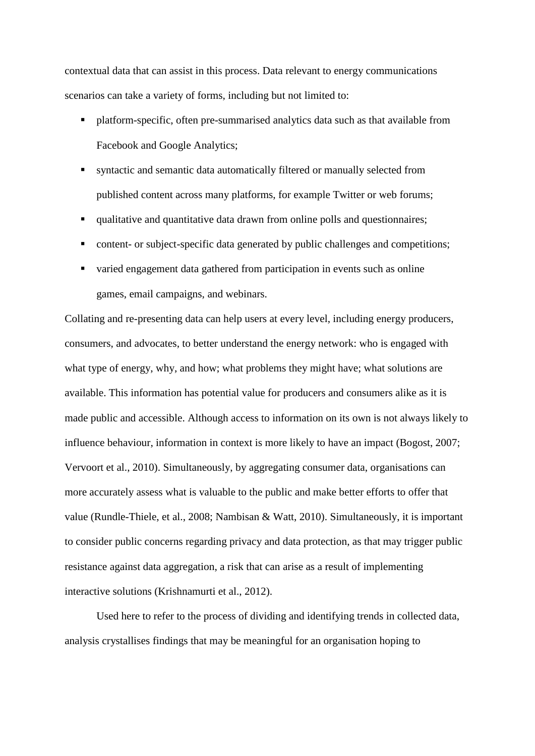contextual data that can assist in this process. Data relevant to energy communications scenarios can take a variety of forms, including but not limited to:

- platform-specific, often pre-summarised analytics data such as that available from Facebook and Google Analytics;
- syntactic and semantic data automatically filtered or manually selected from published content across many platforms, for example Twitter or web forums;
- qualitative and quantitative data drawn from online polls and questionnaires;
- content- or subject-specific data generated by public challenges and competitions;
- varied engagement data gathered from participation in events such as online games, email campaigns, and webinars.

Collating and re-presenting data can help users at every level, including energy producers, consumers, and advocates, to better understand the energy network: who is engaged with what type of energy, why, and how; what problems they might have; what solutions are available. This information has potential value for producers and consumers alike as it is made public and accessible. Although access to information on its own is not always likely to influence behaviour, information in context is more likely to have an impact (Bogost, 2007; Vervoort et al., 2010). Simultaneously, by aggregating consumer data, organisations can more accurately assess what is valuable to the public and make better efforts to offer that value (Rundle-Thiele, et al., 2008; Nambisan & Watt, 2010). Simultaneously, it is important to consider public concerns regarding privacy and data protection, as that may trigger public resistance against data aggregation, a risk that can arise as a result of implementing interactive solutions (Krishnamurti et al., 2012).

Used here to refer to the process of dividing and identifying trends in collected data, analysis crystallises findings that may be meaningful for an organisation hoping to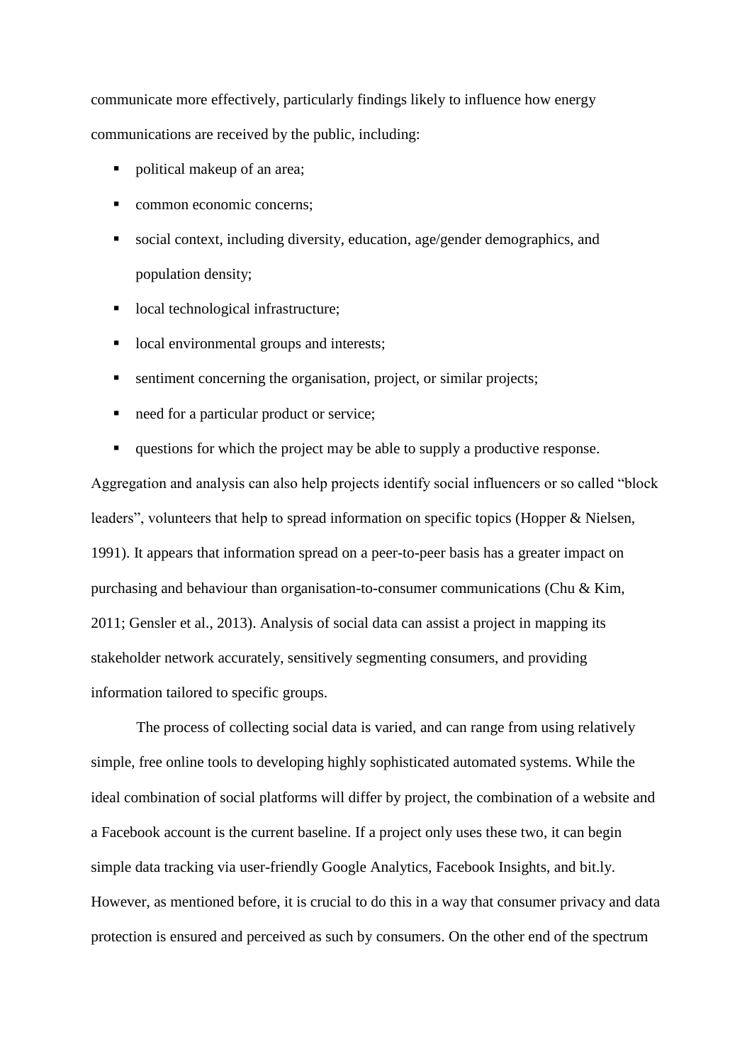communicate more effectively, particularly findings likely to influence how energy communications are received by the public, including:

- political makeup of an area;
- common economic concerns;
- social context, including diversity, education, age/gender demographics, and population density;
- local technological infrastructure;
- local environmental groups and interests;
- sentiment concerning the organisation, project, or similar projects;
- need for a particular product or service;
- questions for which the project may be able to supply a productive response.

Aggregation and analysis can also help projects identify social influencers or so called "block leaders", volunteers that help to spread information on specific topics (Hopper & Nielsen, 1991). It appears that information spread on a peer-to-peer basis has a greater impact on purchasing and behaviour than organisation-to-consumer communications (Chu & Kim, 2011; Gensler et al., 2013). Analysis of social data can assist a project in mapping its stakeholder network accurately, sensitively segmenting consumers, and providing information tailored to specific groups.

The process of collecting social data is varied, and can range from using relatively simple, free online tools to developing highly sophisticated automated systems. While the ideal combination of social platforms will differ by project, the combination of a website and a Facebook account is the current baseline. If a project only uses these two, it can begin simple data tracking via user-friendly Google Analytics, Facebook Insights, and bit.ly. However, as mentioned before, it is crucial to do this in a way that consumer privacy and data protection is ensured and perceived as such by consumers. On the other end of the spectrum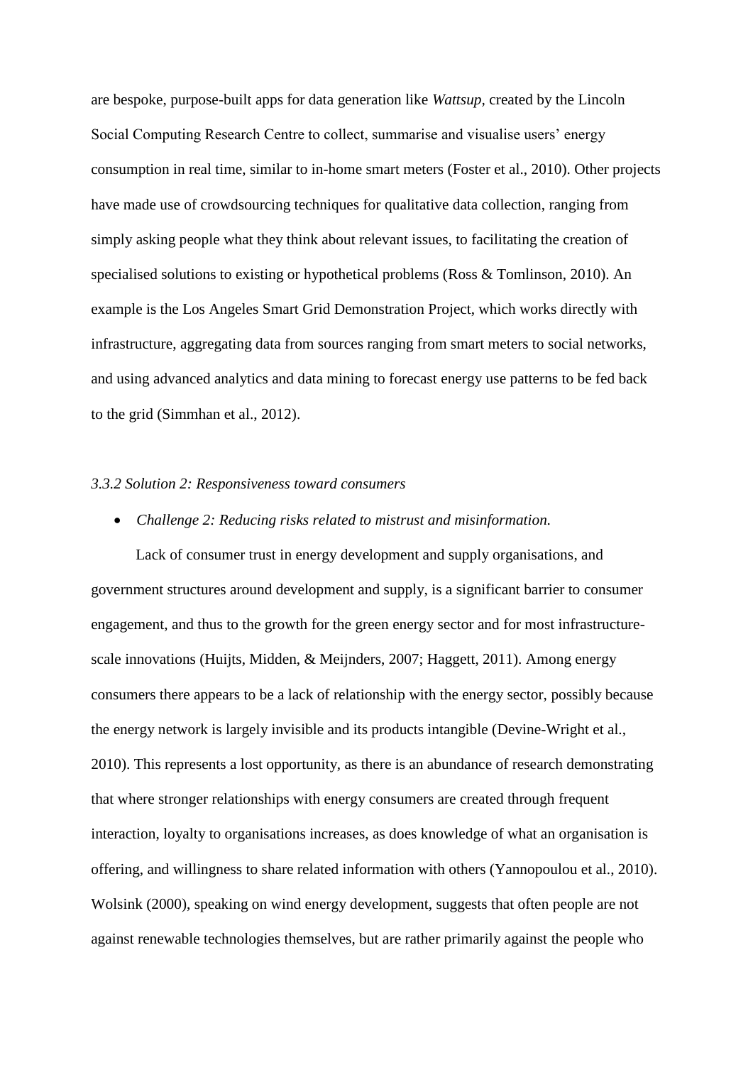are bespoke, purpose-built apps for data generation like *Wattsup*, created by the Lincoln Social Computing Research Centre to collect, summarise and visualise users' energy consumption in real time, similar to in-home smart meters (Foster et al., 2010). Other projects have made use of crowdsourcing techniques for qualitative data collection, ranging from simply asking people what they think about relevant issues, to facilitating the creation of specialised solutions to existing or hypothetical problems (Ross & Tomlinson, 2010). An example is the Los Angeles Smart Grid Demonstration Project, which works directly with infrastructure, aggregating data from sources ranging from smart meters to social networks, and using advanced analytics and data mining to forecast energy use patterns to be fed back to the grid (Simmhan et al., 2012).

### *3.3.2 Solution 2: Responsiveness toward consumers*

- *Challenge 2: Reducing risks related to mistrust and misinformation.*

Lack of consumer trust in energy development and supply organisations, and government structures around development and supply, is a significant barrier to consumer engagement, and thus to the growth for the green energy sector and for most infrastructure-scale innovations (Huijts, Midden, & Meijnders, 2007; Haggett, 2011). Among energy consumers there appears to be a lack of relationship with the energy sector, possibly because the energy network is largely invisible and its products intangible (Devine-Wright et al., 2010). This represents a lost opportunity, as there is an abundance of research demonstrating that where stronger relationships with energy consumers are created through frequent interaction, loyalty to organisations increases, as does knowledge of what an organisation is offering, and willingness to share related information with others (Yannopoulou et al., 2010). Wolsink (2000), speaking on wind energy development, suggests that often people are not against renewable technologies themselves, but are rather primarily against the people who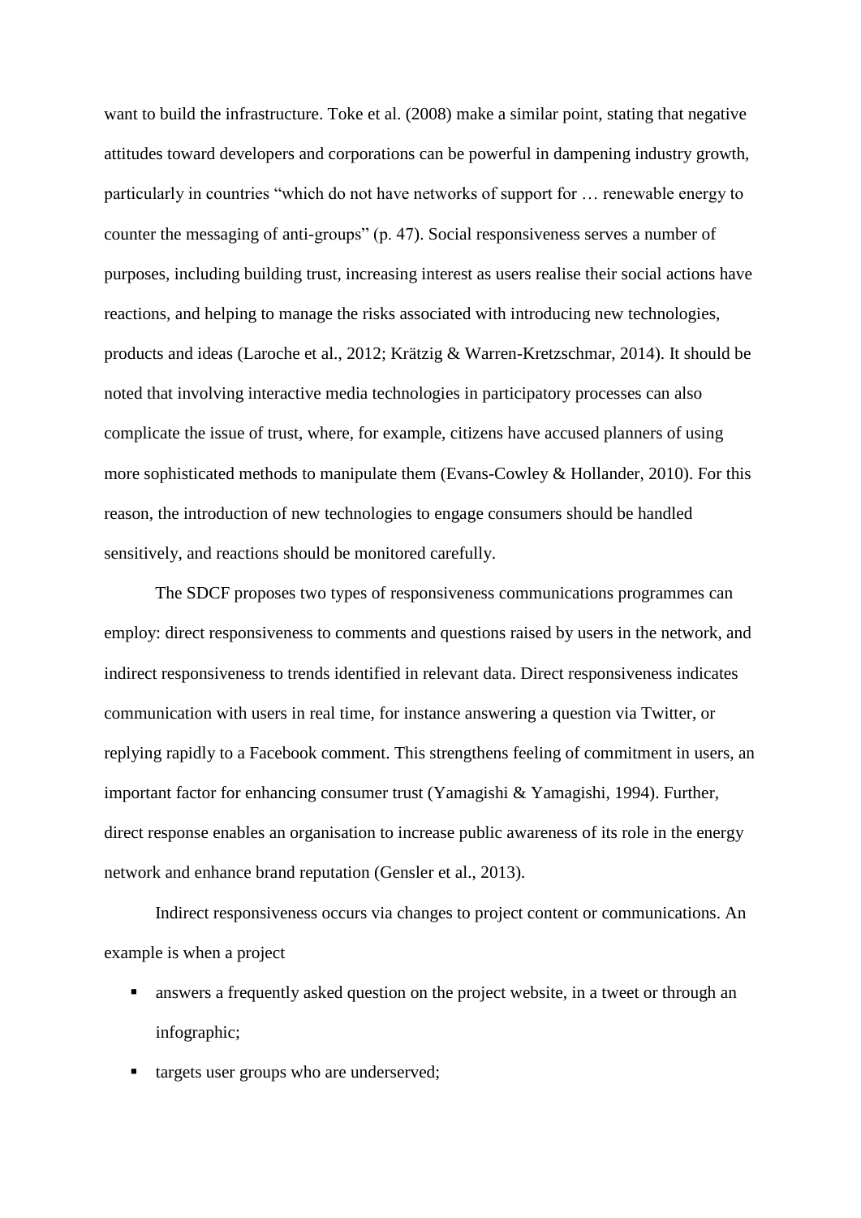want to build the infrastructure. Toke et al. (2008) make a similar point, stating that negative attitudes toward developers and corporations can be powerful in dampening industry growth, particularly in countries "which do not have networks of support for … renewable energy to counter the messaging of anti-groups" (p. 47). Social responsiveness serves a number of purposes, including building trust, increasing interest as users realise their social actions have reactions, and helping to manage the risks associated with introducing new technologies, products and ideas (Laroche et al., 2012; Krätzig & Warren-Kretzschmar, 2014). It should be noted that involving interactive media technologies in participatory processes can also complicate the issue of trust, where, for example, citizens have accused planners of using more sophisticated methods to manipulate them (Evans-Cowley & Hollander, 2010). For this reason, the introduction of new technologies to engage consumers should be handled sensitively, and reactions should be monitored carefully.

The SDCF proposes two types of responsiveness communications programmes can employ: direct responsiveness to comments and questions raised by users in the network, and indirect responsiveness to trends identified in relevant data. Direct responsiveness indicates communication with users in real time, for instance answering a question via Twitter, or replying rapidly to a Facebook comment. This strengthens feeling of commitment in users, an important factor for enhancing consumer trust (Yamagishi & Yamagishi, 1994). Further, direct response enables an organisation to increase public awareness of its role in the energy network and enhance brand reputation (Gensler et al., 2013).

Indirect responsiveness occurs via changes to project content or communications. An example is when a project

- answers a frequently asked question on the project website, in a tweet or through an infographic;
- targets user groups who are underserved;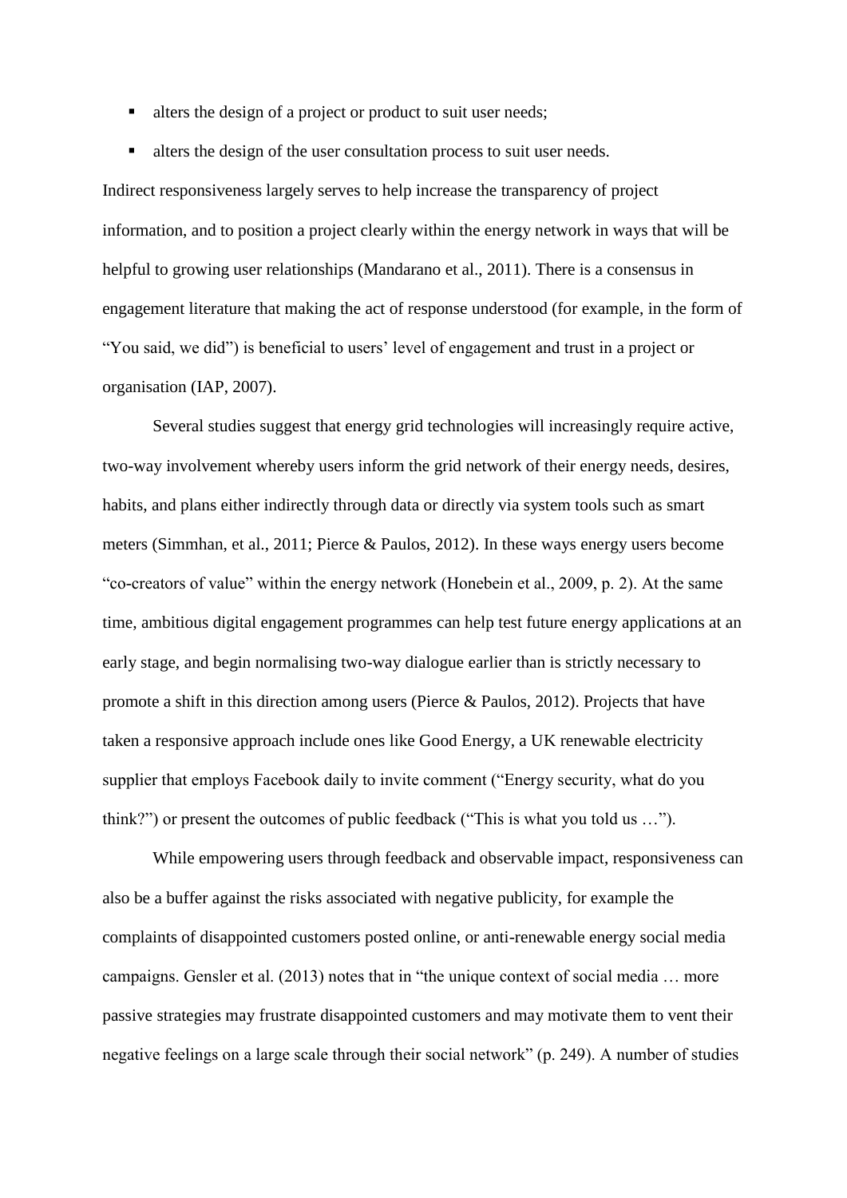- alters the design of a project or product to suit user needs;
- alters the design of the user consultation process to suit user needs.

Indirect responsiveness largely serves to help increase the transparency of project information, and to position a project clearly within the energy network in ways that will be helpful to growing user relationships (Mandarano et al., 2011). There is a consensus in engagement literature that making the act of response understood (for example, in the form of "You said, we did") is beneficial to users' level of engagement and trust in a project or organisation (IAP, 2007).

Several studies suggest that energy grid technologies will increasingly require active, two-way involvement whereby users inform the grid network of their energy needs, desires, habits, and plans either indirectly through data or directly via system tools such as smart meters (Simmhan, et al., 2011; Pierce & Paulos, 2012). In these ways energy users become "co-creators of value" within the energy network (Honebein et al., 2009, p. 2). At the same time, ambitious digital engagement programmes can help test future energy applications at an early stage, and begin normalising two-way dialogue earlier than is strictly necessary to promote a shift in this direction among users (Pierce & Paulos, 2012). Projects that have taken a responsive approach include ones like Good Energy, a UK renewable electricity supplier that employs Facebook daily to invite comment ("Energy security, what do you think?") or present the outcomes of public feedback ("This is what you told us …").

While empowering users through feedback and observable impact, responsiveness can also be a buffer against the risks associated with negative publicity, for example the complaints of disappointed customers posted online, or anti-renewable energy social media campaigns. Gensler et al. (2013) notes that in "the unique context of social media … more passive strategies may frustrate disappointed customers and may motivate them to vent their negative feelings on a large scale through their social network" (p. 249). A number of studies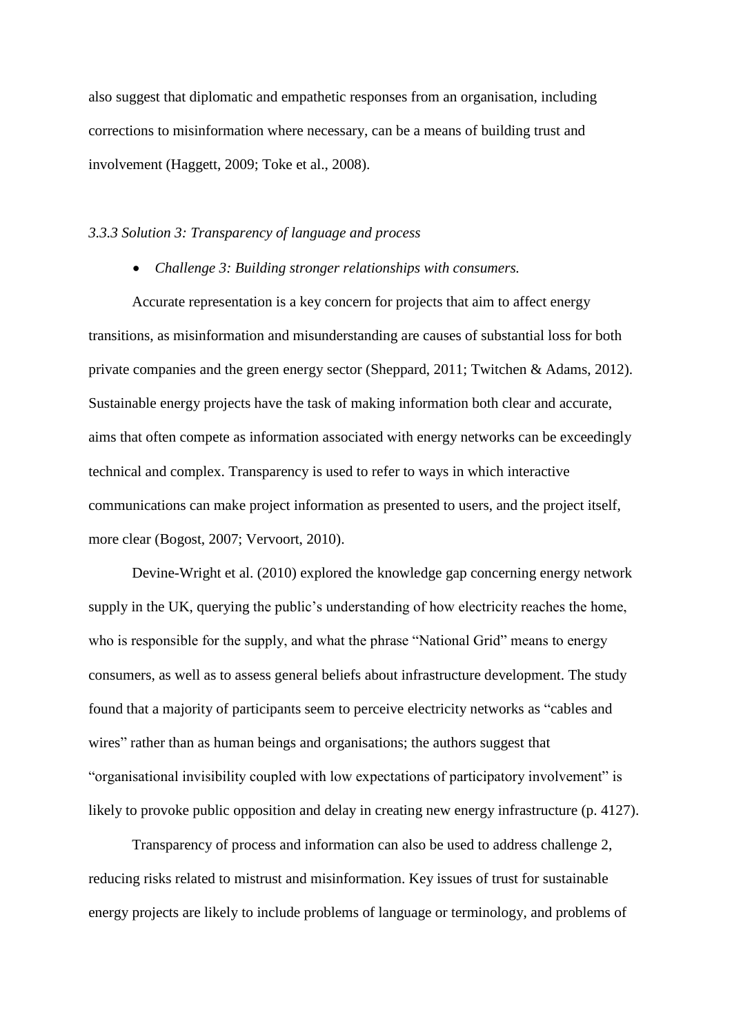also suggest that diplomatic and empathetic responses from an organisation, including corrections to misinformation where necessary, can be a means of building trust and involvement (Haggett, 2009; Toke et al., 2008).

### *3.3.3 Solution 3: Transparency of language and process*

- *Challenge 3: Building stronger relationships with consumers.*

Accurate representation is a key concern for projects that aim to affect energy transitions, as misinformation and misunderstanding are causes of substantial loss for both private companies and the green energy sector (Sheppard, 2011; Twitchen & Adams, 2012). Sustainable energy projects have the task of making information both clear and accurate, aims that often compete as information associated with energy networks can be exceedingly technical and complex. Transparency is used to refer to ways in which interactive communications can make project information as presented to users, and the project itself, more clear (Bogost, 2007; Vervoort, 2010).

Devine-Wright et al. (2010) explored the knowledge gap concerning energy network supply in the UK, querying the public's understanding of how electricity reaches the home, who is responsible for the supply, and what the phrase "National Grid" means to energy consumers, as well as to assess general beliefs about infrastructure development. The study found that a majority of participants seem to perceive electricity networks as "cables and wires" rather than as human beings and organisations; the authors suggest that "organisational invisibility coupled with low expectations of participatory involvement" is likely to provoke public opposition and delay in creating new energy infrastructure (p. 4127).

Transparency of process and information can also be used to address challenge 2, reducing risks related to mistrust and misinformation. Key issues of trust for sustainable energy projects are likely to include problems of language or terminology, and problems of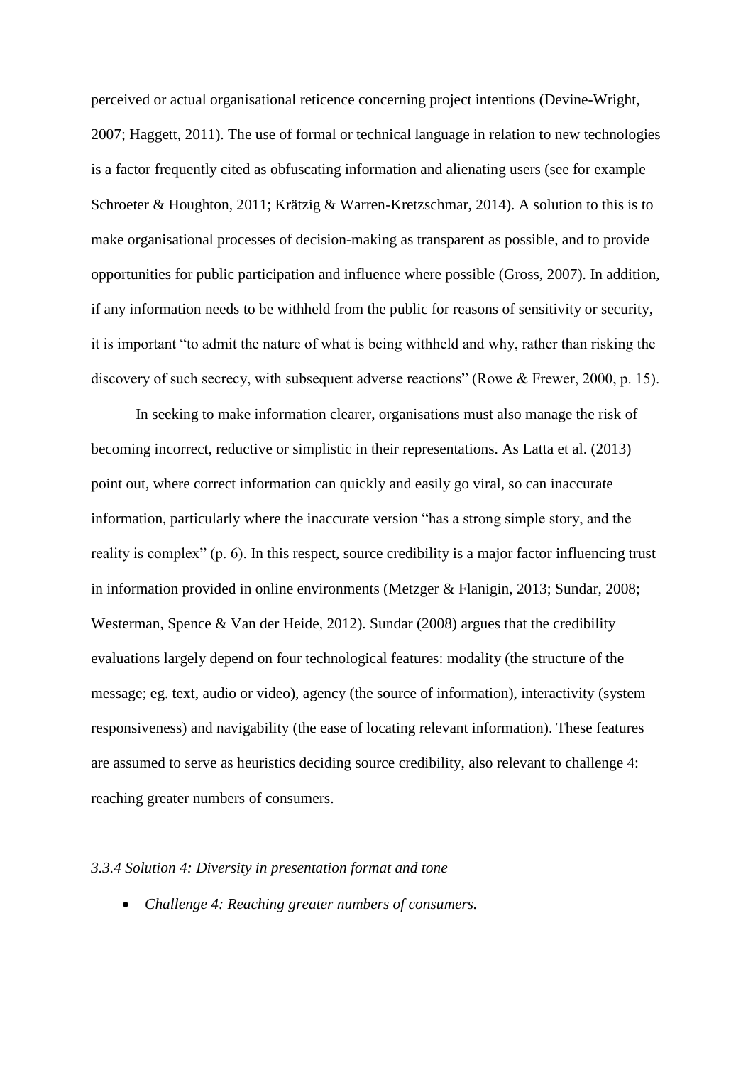perceived or actual organisational reticence concerning project intentions (Devine-Wright, 2007; Haggett, 2011). The use of formal or technical language in relation to new technologies is a factor frequently cited as obfuscating information and alienating users (see for example Schroeter & Houghton, 2011; Krätzig & Warren-Kretzschmar, 2014). A solution to this is to make organisational processes of decision-making as transparent as possible, and to provide opportunities for public participation and influence where possible (Gross, 2007). In addition, if any information needs to be withheld from the public for reasons of sensitivity or security, it is important "to admit the nature of what is being withheld and why, rather than risking the discovery of such secrecy, with subsequent adverse reactions" (Rowe & Frewer, 2000, p. 15).

In seeking to make information clearer, organisations must also manage the risk of becoming incorrect, reductive or simplistic in their representations. As Latta et al. (2013) point out, where correct information can quickly and easily go viral, so can inaccurate information, particularly where the inaccurate version "has a strong simple story, and the reality is complex" (p. 6). In this respect, source credibility is a major factor influencing trust in information provided in online environments (Metzger & Flanigin, 2013; Sundar, 2008; Westerman, Spence & Van der Heide, 2012). Sundar (2008) argues that the credibility evaluations largely depend on four technological features: modality (the structure of the message; eg. text, audio or video), agency (the source of information), interactivity (system responsiveness) and navigability (the ease of locating relevant information). These features are assumed to serve as heuristics deciding source credibility, also relevant to challenge 4: reaching greater numbers of consumers.

#### *3.3.4 Solution 4: Diversity in presentation format and tone*

- *Challenge 4: Reaching greater numbers of consumers.*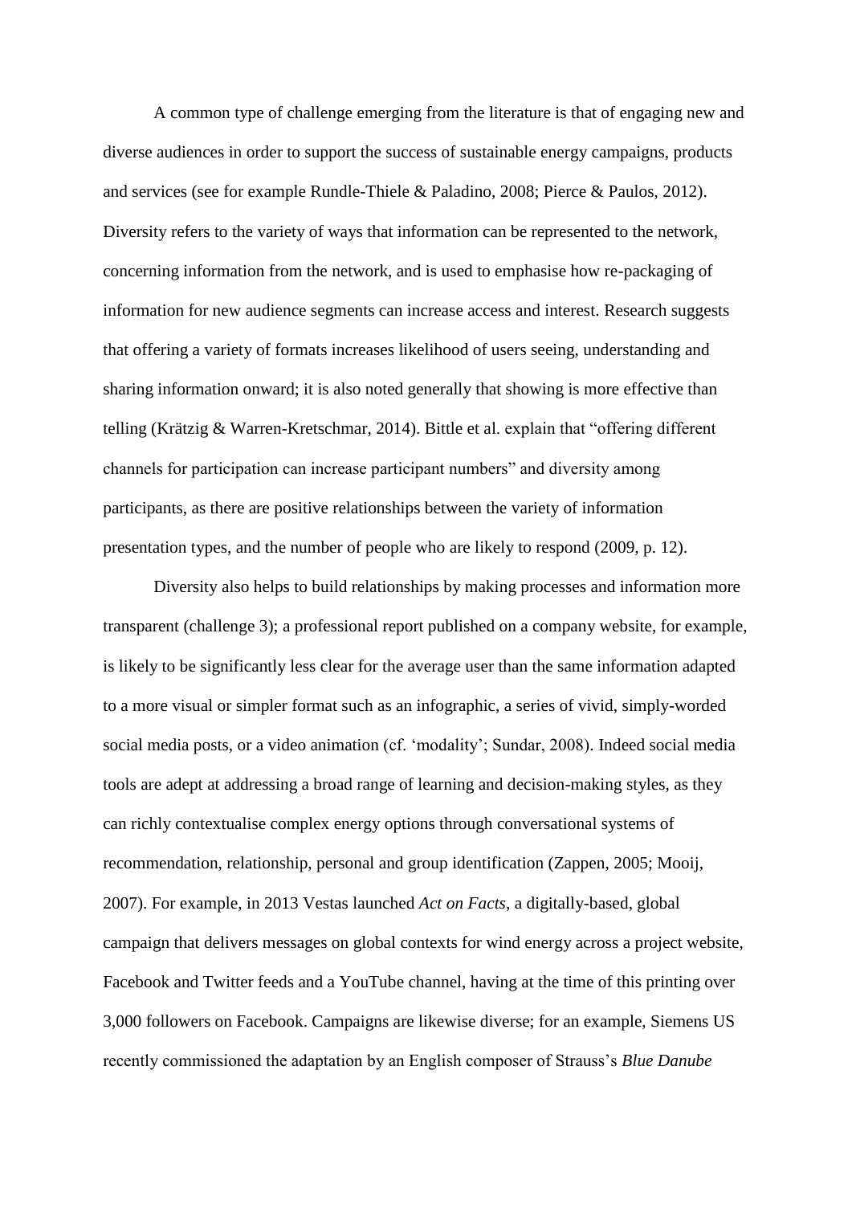A common type of challenge emerging from the literature is that of engaging new and diverse audiences in order to support the success of sustainable energy campaigns, products and services (see for example Rundle-Thiele & Paladino, 2008; Pierce & Paulos, 2012). Diversity refers to the variety of ways that information can be represented to the network, concerning information from the network, and is used to emphasise how re-packaging of information for new audience segments can increase access and interest. Research suggests that offering a variety of formats increases likelihood of users seeing, understanding and sharing information onward; it is also noted generally that showing is more effective than telling (Krätzig & Warren-Kretschmar, 2014). Bittle et al. explain that "offering different channels for participation can increase participant numbers" and diversity among participants, as there are positive relationships between the variety of information presentation types, and the number of people who are likely to respond (2009, p. 12).

Diversity also helps to build relationships by making processes and information more transparent (challenge 3); a professional report published on a company website, for example, is likely to be significantly less clear for the average user than the same information adapted to a more visual or simpler format such as an infographic, a series of vivid, simply-worded social media posts, or a video animation (cf. 'modality'; Sundar, 2008). Indeed social media tools are adept at addressing a broad range of learning and decision-making styles, as they can richly contextualise complex energy options through conversational systems of recommendation, relationship, personal and group identification (Zappen, 2005; Mooij, 2007). For example, in 2013 Vestas launched *Act on Facts*, a digitally-based, global campaign that delivers messages on global contexts for wind energy across a project website, Facebook and Twitter feeds and a YouTube channel, having at the time of this printing over 3,000 followers on Facebook. Campaigns are likewise diverse; for an example, Siemens US recently commissioned the adaptation by an English composer of Strauss's *Blue Danube*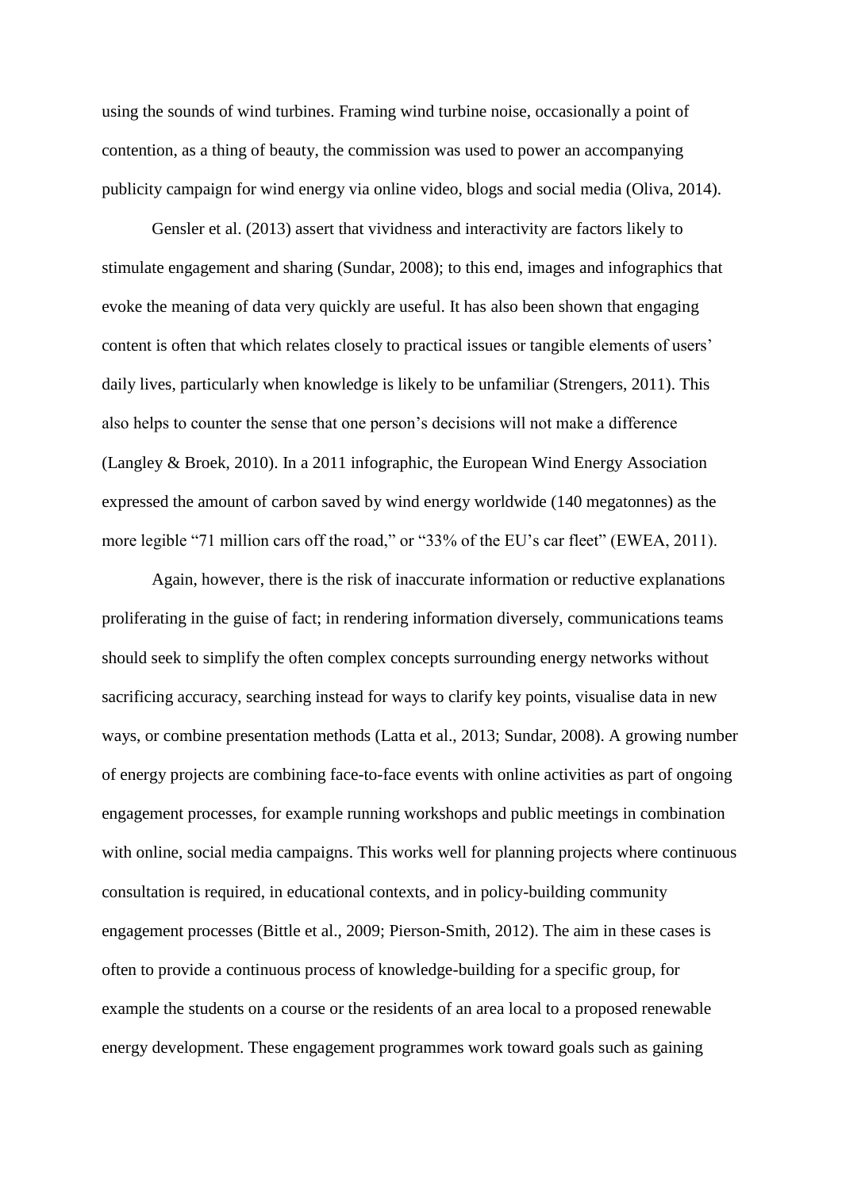using the sounds of wind turbines. Framing wind turbine noise, occasionally a point of contention, as a thing of beauty, the commission was used to power an accompanying publicity campaign for wind energy via online video, blogs and social media (Oliva, 2014).

Gensler et al. (2013) assert that vividness and interactivity are factors likely to stimulate engagement and sharing (Sundar, 2008); to this end, images and infographics that evoke the meaning of data very quickly are useful. It has also been shown that engaging content is often that which relates closely to practical issues or tangible elements of users' daily lives, particularly when knowledge is likely to be unfamiliar (Strengers, 2011). This also helps to counter the sense that one person's decisions will not make a difference (Langley & Broek, 2010). In a 2011 infographic, the European Wind Energy Association expressed the amount of carbon saved by wind energy worldwide (140 megatonnes) as the more legible "71 million cars off the road," or "33% of the EU's car fleet" (EWEA, 2011).

Again, however, there is the risk of inaccurate information or reductive explanations proliferating in the guise of fact; in rendering information diversely, communications teams should seek to simplify the often complex concepts surrounding energy networks without sacrificing accuracy, searching instead for ways to clarify key points, visualise data in new ways, or combine presentation methods (Latta et al., 2013; Sundar, 2008). A growing number of energy projects are combining face-to-face events with online activities as part of ongoing engagement processes, for example running workshops and public meetings in combination with online, social media campaigns. This works well for planning projects where continuous consultation is required, in educational contexts, and in policy-building community engagement processes (Bittle et al., 2009; Pierson-Smith, 2012). The aim in these cases is often to provide a continuous process of knowledge-building for a specific group, for example the students on a course or the residents of an area local to a proposed renewable energy development. These engagement programmes work toward goals such as gaining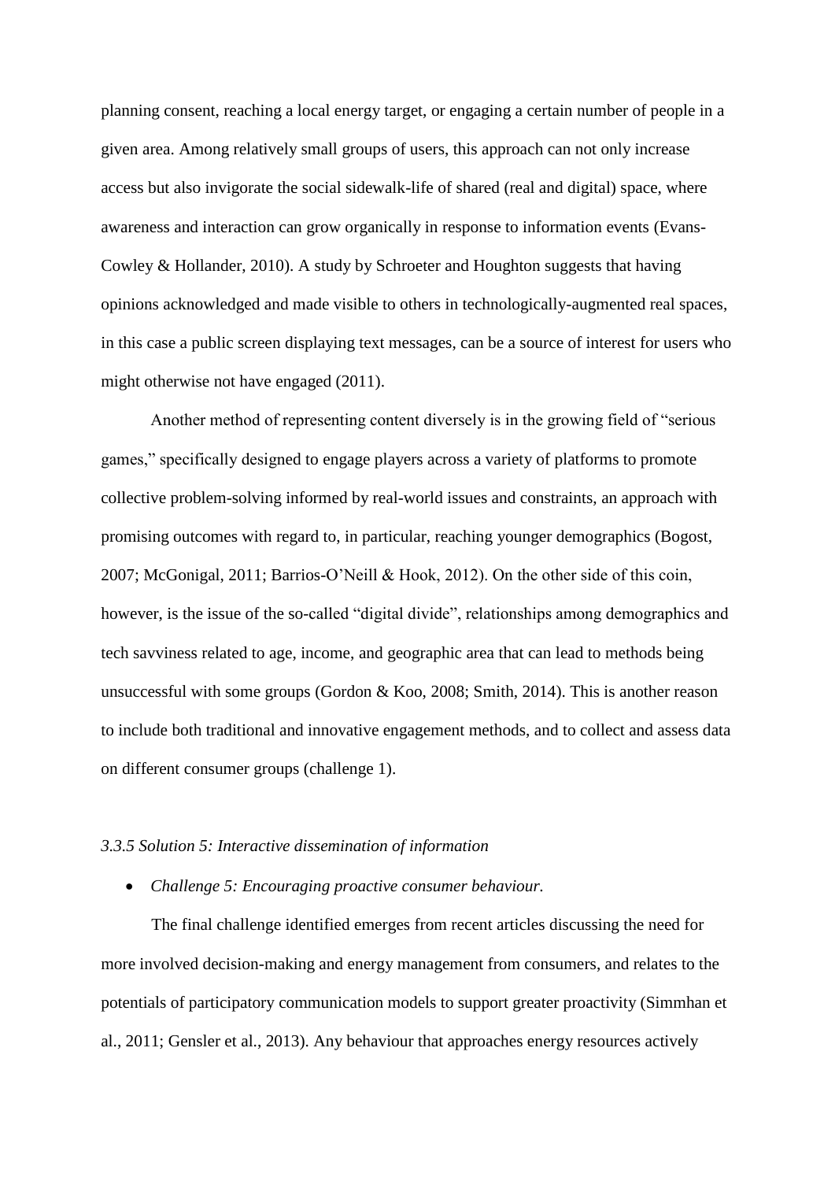planning consent, reaching a local energy target, or engaging a certain number of people in a given area. Among relatively small groups of users, this approach can not only increase access but also invigorate the social sidewalk-life of shared (real and digital) space, where awareness and interaction can grow organically in response to information events (Evans-Cowley & Hollander, 2010). A study by Schroeter and Houghton suggests that having opinions acknowledged and made visible to others in technologically-augmented real spaces, in this case a public screen displaying text messages, can be a source of interest for users who might otherwise not have engaged (2011).

Another method of representing content diversely is in the growing field of "serious games," specifically designed to engage players across a variety of platforms to promote collective problem-solving informed by real-world issues and constraints, an approach with promising outcomes with regard to, in particular, reaching younger demographics (Bogost, 2007; McGonigal, 2011; Barrios-O'Neill & Hook, 2012). On the other side of this coin, however, is the issue of the so-called "digital divide", relationships among demographics and tech savviness related to age, income, and geographic area that can lead to methods being unsuccessful with some groups (Gordon & Koo, 2008; Smith, 2014). This is another reason to include both traditional and innovative engagement methods, and to collect and assess data on different consumer groups (challenge 1).

### *3.3.5 Solution 5: Interactive dissemination of information*

- *Challenge 5: Encouraging proactive consumer behaviour.*

The final challenge identified emerges from recent articles discussing the need for more involved decision-making and energy management from consumers, and relates to the potentials of participatory communication models to support greater proactivity (Simmhan et al., 2011; Gensler et al., 2013). Any behaviour that approaches energy resources actively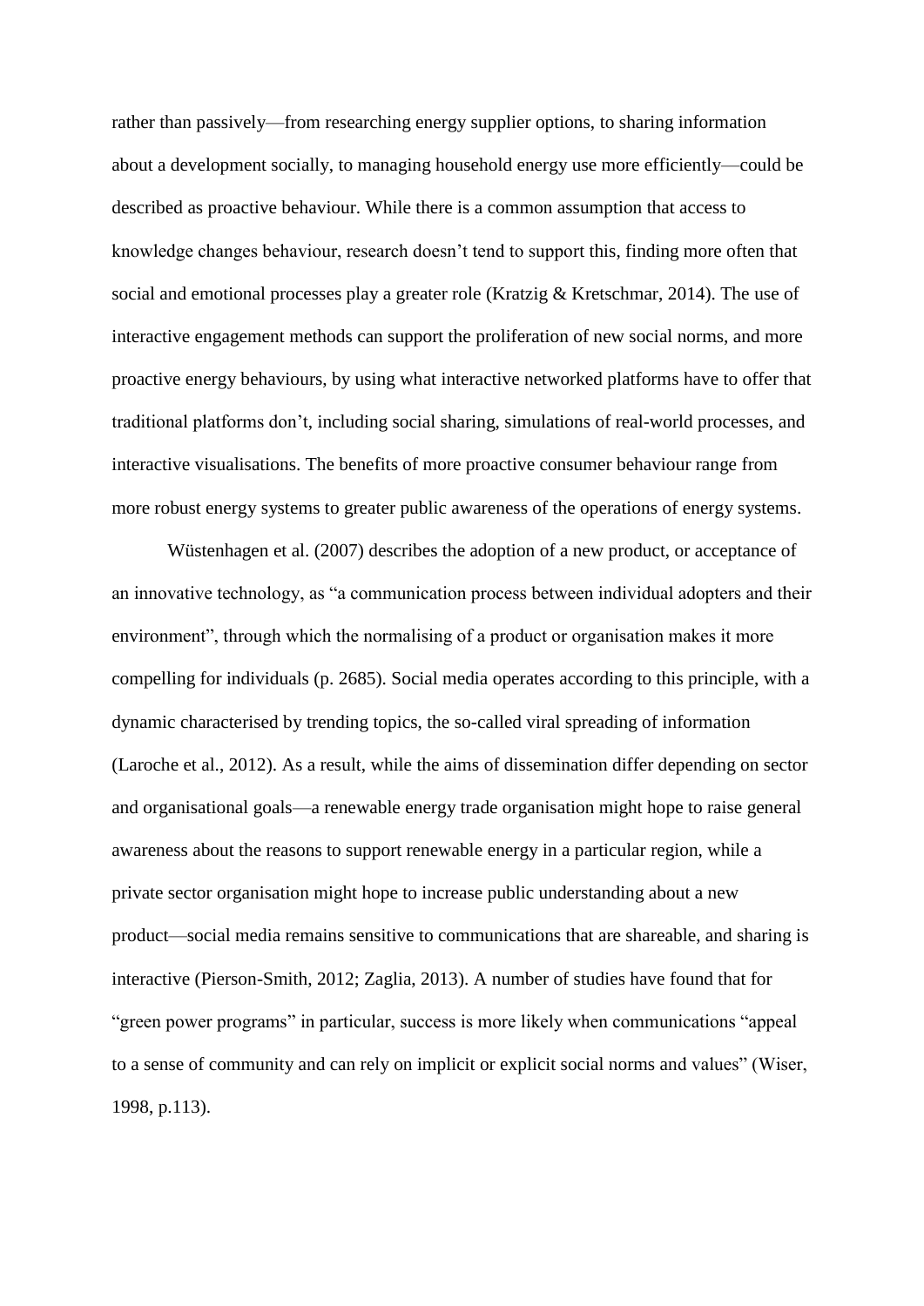rather than passively—from researching energy supplier options, to sharing information about a development socially, to managing household energy use more efficiently—could be described as proactive behaviour. While there is a common assumption that access to knowledge changes behaviour, research doesn't tend to support this, finding more often that social and emotional processes play a greater role (Kratzig & Kretschmar, 2014). The use of interactive engagement methods can support the proliferation of new social norms, and more proactive energy behaviours, by using what interactive networked platforms have to offer that traditional platforms don't, including social sharing, simulations of real-world processes, and interactive visualisations. The benefits of more proactive consumer behaviour range from more robust energy systems to greater public awareness of the operations of energy systems.

Wüstenhagen et al. (2007) describes the adoption of a new product, or acceptance of an innovative technology, as "a communication process between individual adopters and their environment", through which the normalising of a product or organisation makes it more compelling for individuals (p. 2685). Social media operates according to this principle, with a dynamic characterised by trending topics, the so-called viral spreading of information (Laroche et al., 2012). As a result, while the aims of dissemination differ depending on sector and organisational goals—a renewable energy trade organisation might hope to raise general awareness about the reasons to support renewable energy in a particular region, while a private sector organisation might hope to increase public understanding about a new product—social media remains sensitive to communications that are shareable, and sharing is interactive (Pierson-Smith, 2012; Zaglia, 2013). A number of studies have found that for "green power programs" in particular, success is more likely when communications "appeal to a sense of community and can rely on implicit or explicit social norms and values" (Wiser, 1998, p.113).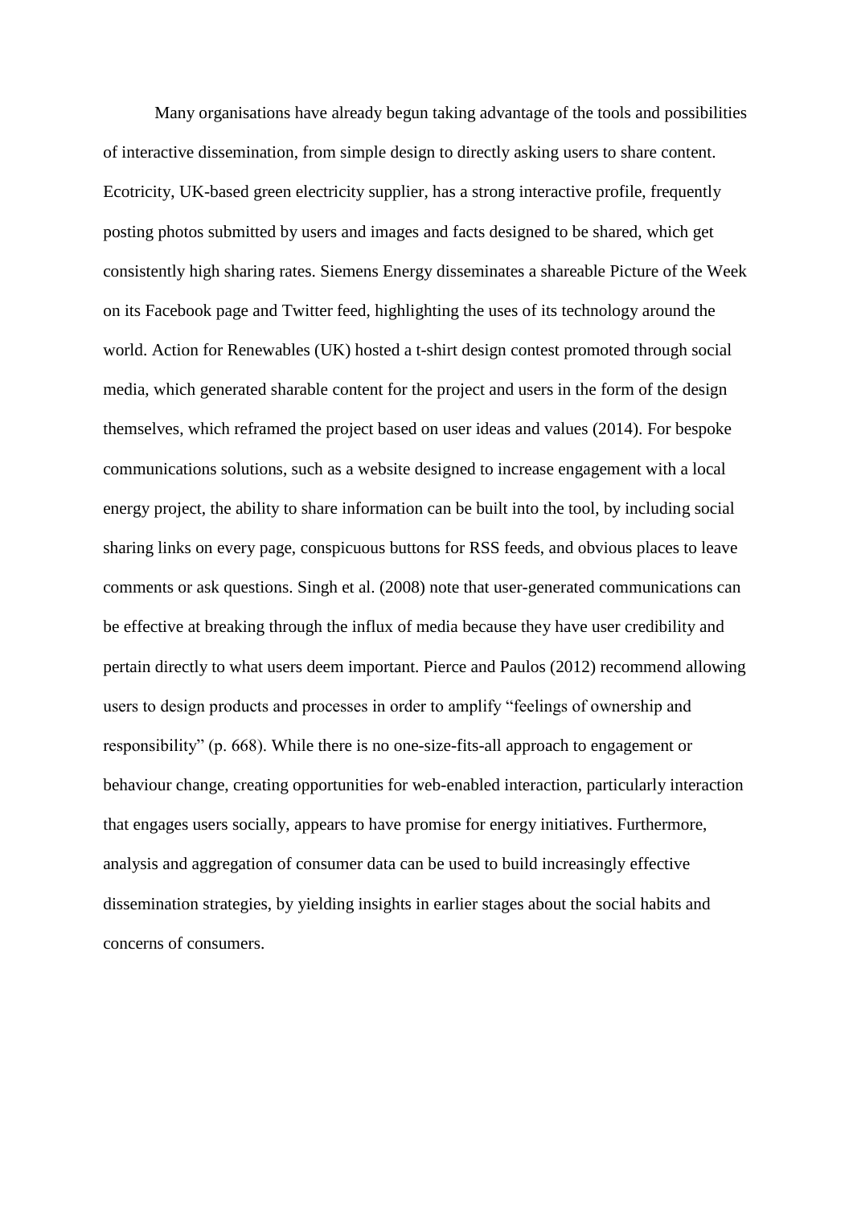Many organisations have already begun taking advantage of the tools and possibilities of interactive dissemination, from simple design to directly asking users to share content. Ecotricity, UK-based green electricity supplier, has a strong interactive profile, frequently posting photos submitted by users and images and facts designed to be shared, which get consistently high sharing rates. Siemens Energy disseminates a shareable Picture of the Week on its Facebook page and Twitter feed, highlighting the uses of its technology around the world. Action for Renewables (UK) hosted a t-shirt design contest promoted through social media, which generated sharable content for the project and users in the form of the design themselves, which reframed the project based on user ideas and values (2014). For bespoke communications solutions, such as a website designed to increase engagement with a local energy project, the ability to share information can be built into the tool, by including social sharing links on every page, conspicuous buttons for RSS feeds, and obvious places to leave comments or ask questions. Singh et al. (2008) note that user-generated communications can be effective at breaking through the influx of media because they have user credibility and pertain directly to what users deem important. Pierce and Paulos (2012) recommend allowing users to design products and processes in order to amplify "feelings of ownership and responsibility" (p. 668). While there is no one-size-fits-all approach to engagement or behaviour change, creating opportunities for web-enabled interaction, particularly interaction that engages users socially, appears to have promise for energy initiatives. Furthermore, analysis and aggregation of consumer data can be used to build increasingly effective dissemination strategies, by yielding insights in earlier stages about the social habits and concerns of consumers.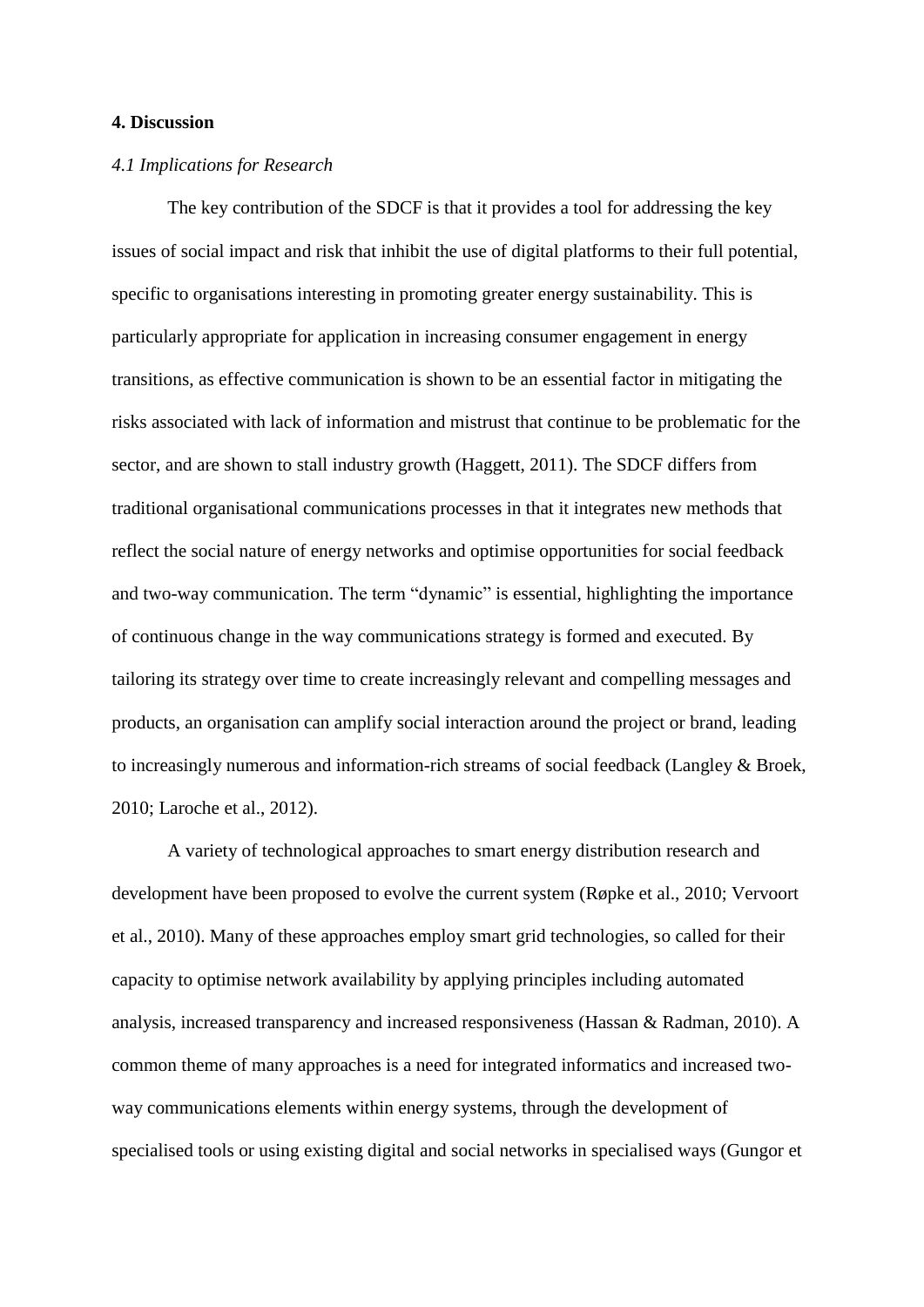## 4. Discussion

### *4.1 Implications for Research*

The key contribution of the SDCF is that it provides a tool for addressing the key issues of social impact and risk that inhibit the use of digital platforms to their full potential, specific to organisations interesting in promoting greater energy sustainability. This is particularly appropriate for application in increasing consumer engagement in energy transitions, as effective communication is shown to be an essential factor in mitigating the risks associated with lack of information and mistrust that continue to be problematic for the sector, and are shown to stall industry growth (Haggett, 2011). The SDCF differs from traditional organisational communications processes in that it integrates new methods that reflect the social nature of energy networks and optimise opportunities for social feedback and two-way communication. The term "dynamic" is essential, highlighting the importance of continuous change in the way communications strategy is formed and executed. By tailoring its strategy over time to create increasingly relevant and compelling messages and products, an organisation can amplify social interaction around the project or brand, leading to increasingly numerous and information-rich streams of social feedback (Langley & Broek, 2010; Laroche et al., 2012).

A variety of technological approaches to smart energy distribution research and development have been proposed to evolve the current system (Røpke et al., 2010; Vervoort et al., 2010). Many of these approaches employ smart grid technologies, so called for their capacity to optimise network availability by applying principles including automated analysis, increased transparency and increased responsiveness (Hassan & Radman, 2010). A common theme of many approaches is a need for integrated informatics and increased two-way communications elements within energy systems, through the development of specialised tools or using existing digital and social networks in specialised ways (Gungor et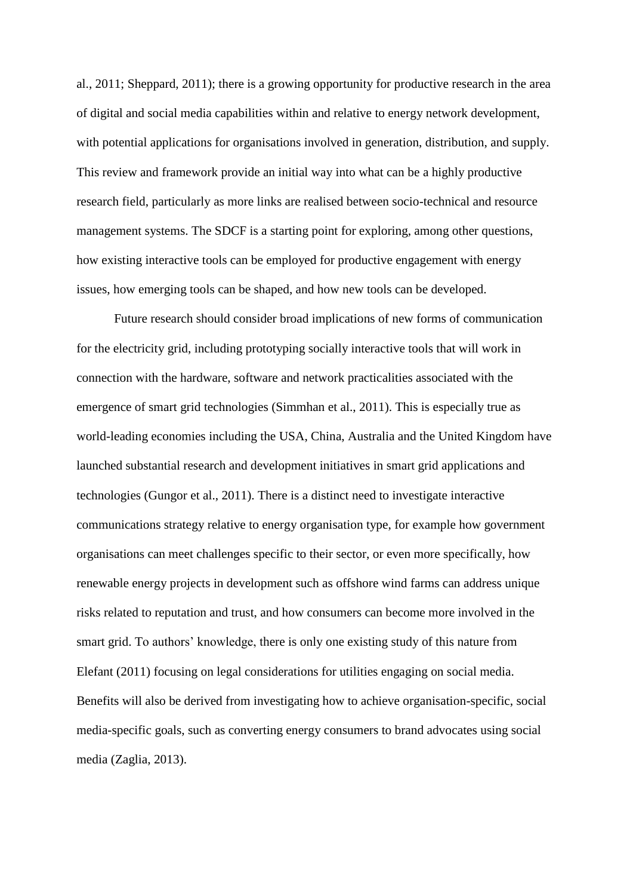al., 2011; Sheppard, 2011); there is a growing opportunity for productive research in the area of digital and social media capabilities within and relative to energy network development, with potential applications for organisations involved in generation, distribution, and supply. This review and framework provide an initial way into what can be a highly productive research field, particularly as more links are realised between socio-technical and resource management systems. The SDCF is a starting point for exploring, among other questions, how existing interactive tools can be employed for productive engagement with energy issues, how emerging tools can be shaped, and how new tools can be developed.

Future research should consider broad implications of new forms of communication for the electricity grid, including prototyping socially interactive tools that will work in connection with the hardware, software and network practicalities associated with the emergence of smart grid technologies (Simmhan et al., 2011). This is especially true as world-leading economies including the USA, China, Australia and the United Kingdom have launched substantial research and development initiatives in smart grid applications and technologies (Gungor et al., 2011). There is a distinct need to investigate interactive communications strategy relative to energy organisation type, for example how government organisations can meet challenges specific to their sector, or even more specifically, how renewable energy projects in development such as offshore wind farms can address unique risks related to reputation and trust, and how consumers can become more involved in the smart grid. To authors' knowledge, there is only one existing study of this nature from Elefant (2011) focusing on legal considerations for utilities engaging on social media. Benefits will also be derived from investigating how to achieve organisation-specific, social media-specific goals, such as converting energy consumers to brand advocates using social media (Zaglia, 2013).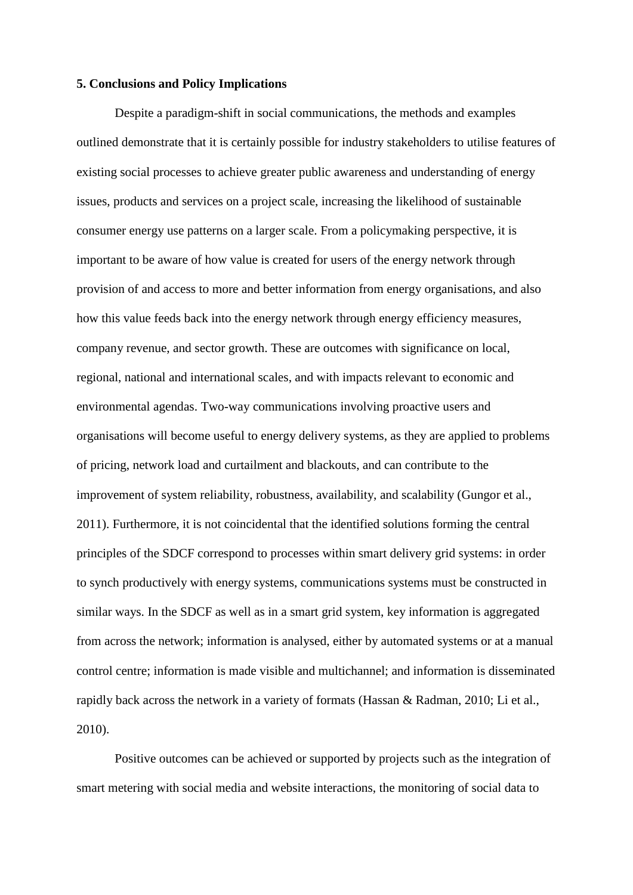## 5. Conclusions and Policy Implications

Despite a paradigm-shift in social communications, the methods and examples outlined demonstrate that it is certainly possible for industry stakeholders to utilise features of existing social processes to achieve greater public awareness and understanding of energy issues, products and services on a project scale, increasing the likelihood of sustainable consumer energy use patterns on a larger scale. From a policymaking perspective, it is important to be aware of how value is created for users of the energy network through provision of and access to more and better information from energy organisations, and also how this value feeds back into the energy network through energy efficiency measures, company revenue, and sector growth. These are outcomes with significance on local, regional, national and international scales, and with impacts relevant to economic and environmental agendas. Two-way communications involving proactive users and organisations will become useful to energy delivery systems, as they are applied to problems of pricing, network load and curtailment and blackouts, and can contribute to the improvement of system reliability, robustness, availability, and scalability (Gungor et al., 2011). Furthermore, it is not coincidental that the identified solutions forming the central principles of the SDCF correspond to processes within smart delivery grid systems: in order to synch productively with energy systems, communications systems must be constructed in similar ways. In the SDCF as well as in a smart grid system, key information is aggregated from across the network; information is analysed, either by automated systems or at a manual control centre; information is made visible and multichannel; and information is disseminated rapidly back across the network in a variety of formats (Hassan & Radman, 2010; Li et al., 2010).

Positive outcomes can be achieved or supported by projects such as the integration of smart metering with social media and website interactions, the monitoring of social data to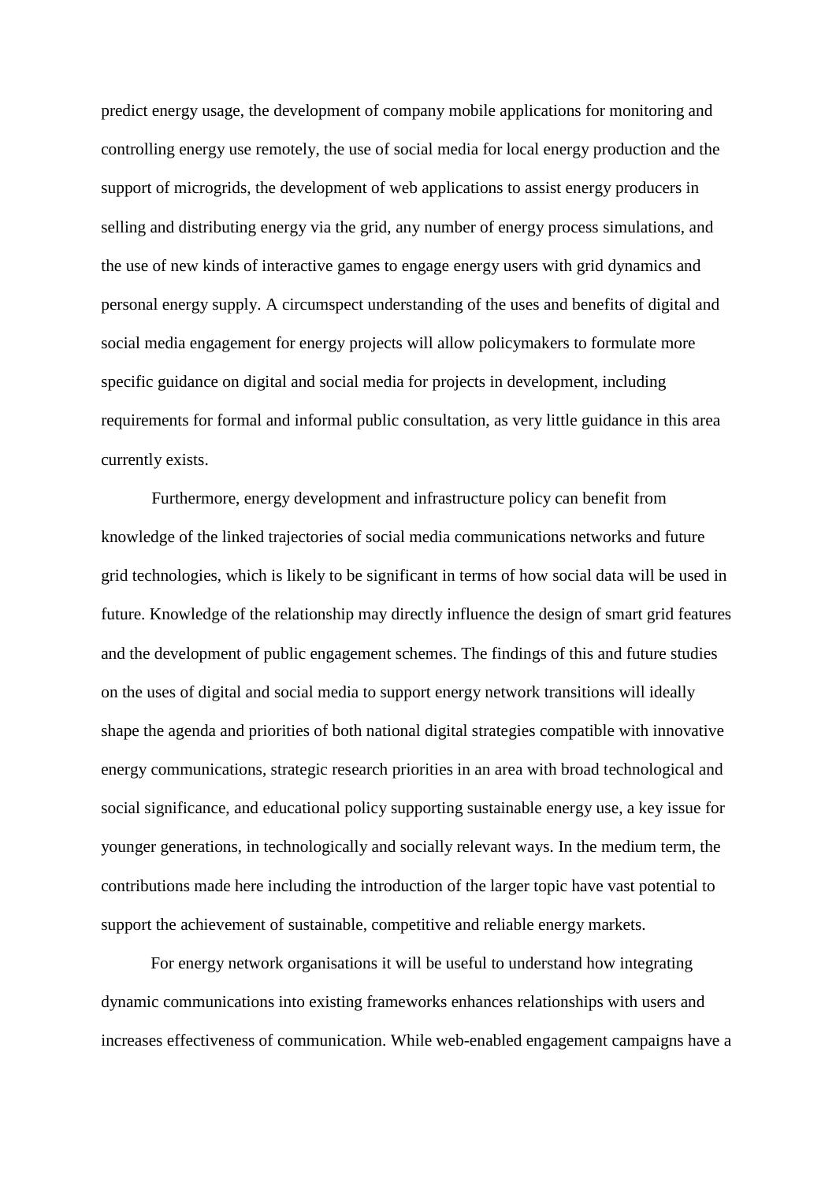predict energy usage, the development of company mobile applications for monitoring and controlling energy use remotely, the use of social media for local energy production and the support of microgrids, the development of web applications to assist energy producers in selling and distributing energy via the grid, any number of energy process simulations, and the use of new kinds of interactive games to engage energy users with grid dynamics and personal energy supply. A circumspect understanding of the uses and benefits of digital and social media engagement for energy projects will allow policymakers to formulate more specific guidance on digital and social media for projects in development, including requirements for formal and informal public consultation, as very little guidance in this area currently exists.

Furthermore, energy development and infrastructure policy can benefit from knowledge of the linked trajectories of social media communications networks and future grid technologies, which is likely to be significant in terms of how social data will be used in future. Knowledge of the relationship may directly influence the design of smart grid features and the development of public engagement schemes. The findings of this and future studies on the uses of digital and social media to support energy network transitions will ideally shape the agenda and priorities of both national digital strategies compatible with innovative energy communications, strategic research priorities in an area with broad technological and social significance, and educational policy supporting sustainable energy use, a key issue for younger generations, in technologically and socially relevant ways. In the medium term, the contributions made here including the introduction of the larger topic have vast potential to support the achievement of sustainable, competitive and reliable energy markets.

For energy network organisations it will be useful to understand how integrating dynamic communications into existing frameworks enhances relationships with users and increases effectiveness of communication. While web-enabled engagement campaigns have a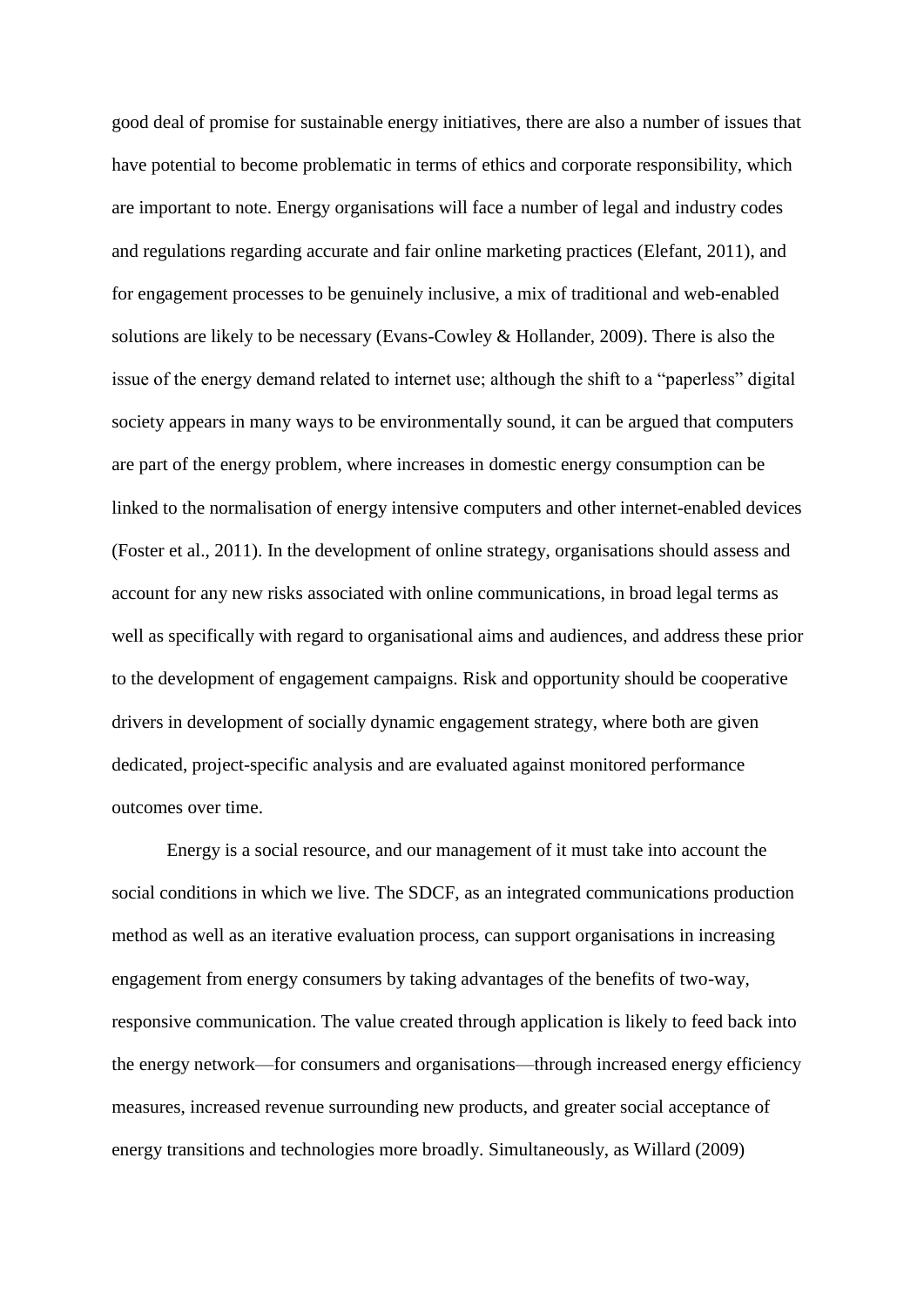good deal of promise for sustainable energy initiatives, there are also a number of issues that have potential to become problematic in terms of ethics and corporate responsibility, which are important to note. Energy organisations will face a number of legal and industry codes and regulations regarding accurate and fair online marketing practices (Elefant, 2011), and for engagement processes to be genuinely inclusive, a mix of traditional and web-enabled solutions are likely to be necessary (Evans-Cowley & Hollander, 2009). There is also the issue of the energy demand related to internet use; although the shift to a "paperless" digital society appears in many ways to be environmentally sound, it can be argued that computers are part of the energy problem, where increases in domestic energy consumption can be linked to the normalisation of energy intensive computers and other internet-enabled devices (Foster et al., 2011). In the development of online strategy, organisations should assess and account for any new risks associated with online communications, in broad legal terms as well as specifically with regard to organisational aims and audiences, and address these prior to the development of engagement campaigns. Risk and opportunity should be cooperative drivers in development of socially dynamic engagement strategy, where both are given dedicated, project-specific analysis and are evaluated against monitored performance outcomes over time.

Energy is a social resource, and our management of it must take into account the social conditions in which we live. The SDCF, as an integrated communications production method as well as an iterative evaluation process, can support organisations in increasing engagement from energy consumers by taking advantages of the benefits of two-way, responsive communication. The value created through application is likely to feed back into the energy network—for consumers and organisations—through increased energy efficiency measures, increased revenue surrounding new products, and greater social acceptance of energy transitions and technologies more broadly. Simultaneously, as Willard (2009)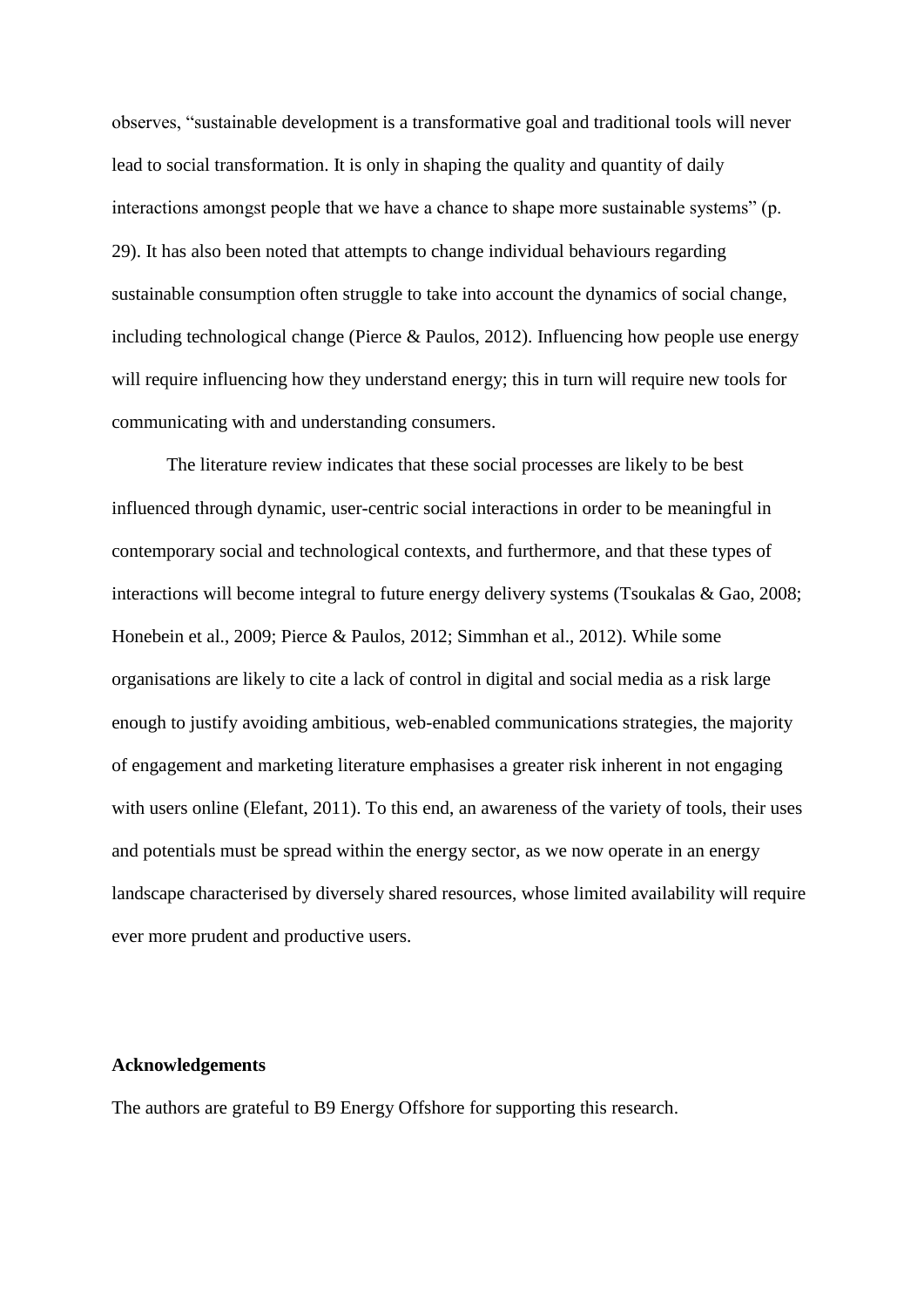observes, “sustainable development is a transformative goal and traditional tools will never lead to social transformation. It is only in shaping the quality and quantity of daily interactions amongst people that we have a chance to shape more sustainable systems” (p. 29). It has also been noted that attempts to change individual behaviours regarding sustainable consumption often struggle to take into account the dynamics of social change, including technological change (Pierce & Paulos, 2012). Influencing how people use energy will require influencing how they understand energy; this in turn will require new tools for communicating with and understanding consumers.

The literature review indicates that these social processes are likely to be best influenced through dynamic, user-centric social interactions in order to be meaningful in contemporary social and technological contexts, and furthermore, and that these types of interactions will become integral to future energy delivery systems (Tsoukalas & Gao, 2008; Honebein et al., 2009; Pierce & Paulos, 2012; Simmhan et al., 2012). While some organisations are likely to cite a lack of control in digital and social media as a risk large enough to justify avoiding ambitious, web-enabled communications strategies, the majority of engagement and marketing literature emphasises a greater risk inherent in not engaging with users online (Elefant, 2011). To this end, an awareness of the variety of tools, their uses and potentials must be spread within the energy sector, as we now operate in an energy landscape characterised by diversely shared resources, whose limited availability will require ever more prudent and productive users.

**Acknowledgements**

The authors are grateful to B9 Energy Offshore for supporting this research.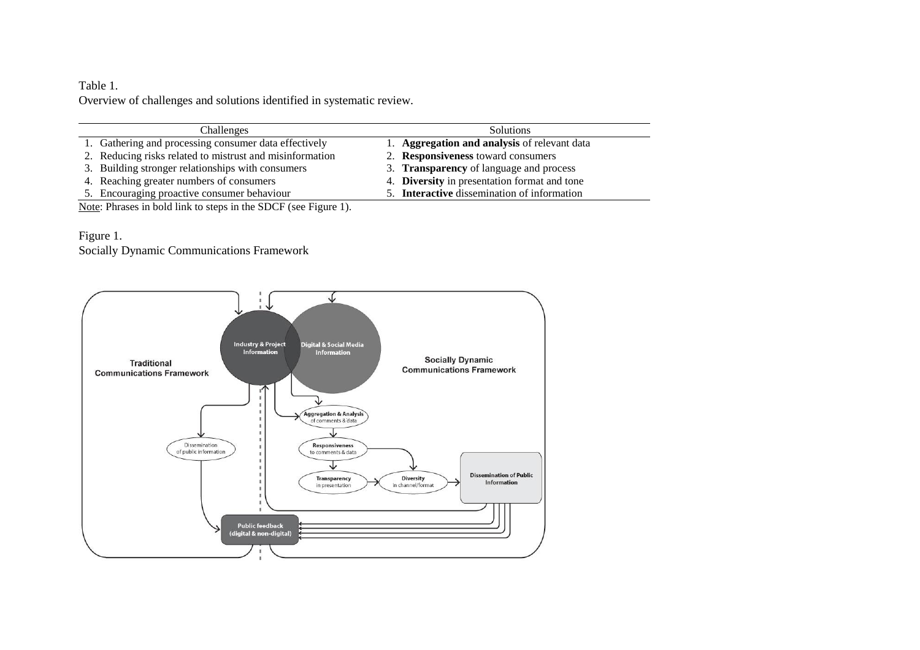Table 1.
Overview of challenges and solutions identified in systematic review.

| Challenges | Solutions |
|---|---|
| 1. Gathering and processing consumer data effectively | 1. **Aggregation and analysis** of relevant data |
| 2. Reducing risks related to mistrust and misinformation | 2. **Responsiveness** toward consumers |
| 3. Building stronger relationships with consumers | 3. **Transparency** of language and process |
| 4. Reaching greater numbers of consumers | 4. **Diversity** in presentation format and tone |
| 5. Encouraging proactive consumer behaviour | 5. **Interactive** dissemination of information |

Note: Phrases in bold link to steps in the SDCF (see Figure 1).

Figure 1.
Socially Dynamic Communications Framework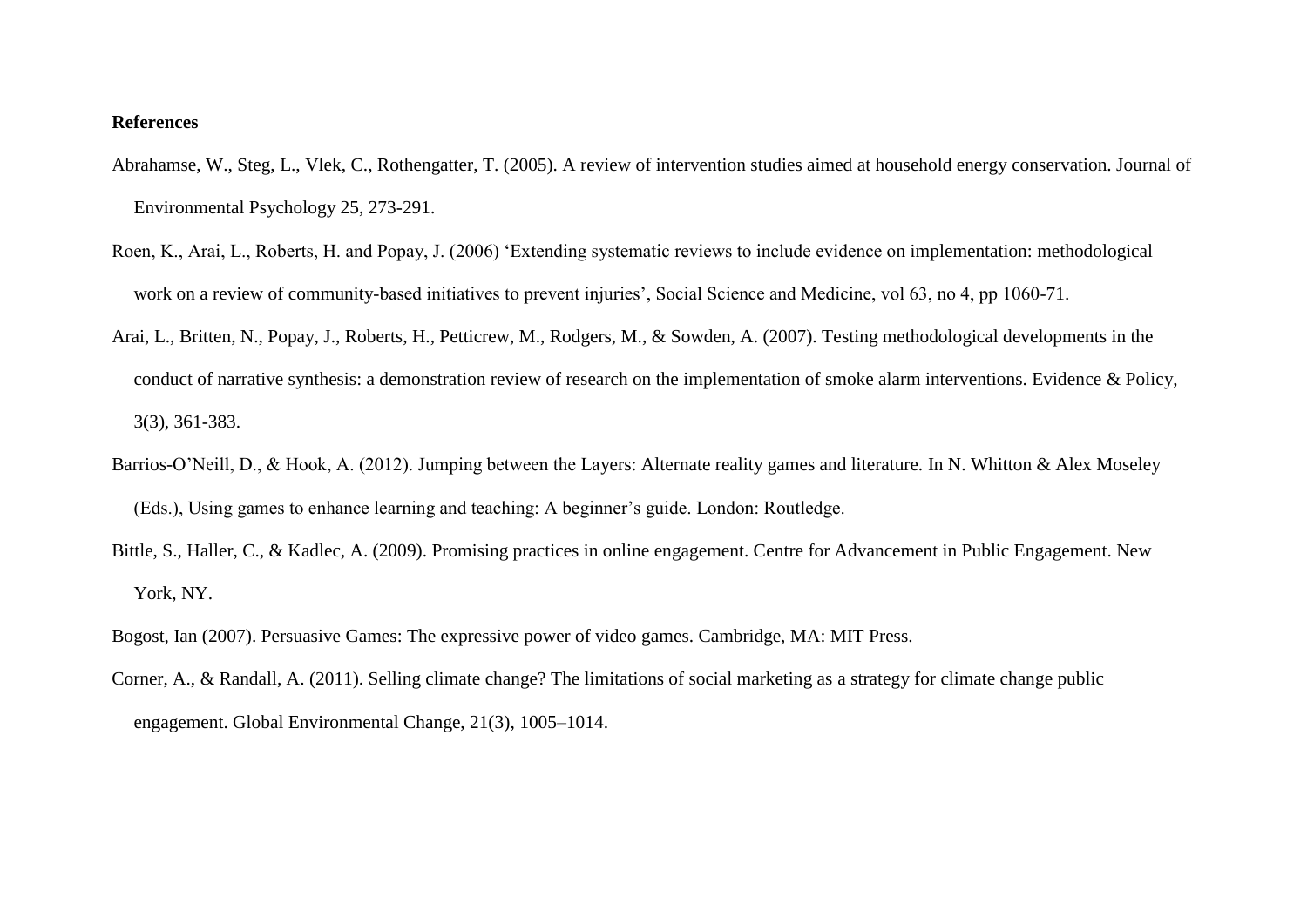**References**

Abrahamse, W., Steg, L., Vlek, C., Rothengatter, T. (2005). A review of intervention studies aimed at household energy conservation. Journal of Environmental Psychology 25, 273-291.

Roen, K., Arai, L., Roberts, H. and Popay, J. (2006) ‘Extending systematic reviews to include evidence on implementation: methodological work on a review of community-based initiatives to prevent injuries’, Social Science and Medicine, vol 63, no 4, pp 1060-71.

Arai, L., Britten, N., Popay, J., Roberts, H., Petticrew, M., Rodgers, M., & Sowden, A. (2007). Testing methodological developments in the conduct of narrative synthesis: a demonstration review of research on the implementation of smoke alarm interventions. Evidence & Policy, 3(3), 361-383.

Barrios-O’Neill, D., & Hook, A. (2012). Jumping between the Layers: Alternate reality games and literature. In N. Whitton & Alex Moseley (Eds.), Using games to enhance learning and teaching: A beginner’s guide. London: Routledge.

Bittle, S., Haller, C., & Kadlec, A. (2009). Promising practices in online engagement. Centre for Advancement in Public Engagement. New York, NY.

Bogost, Ian (2007). Persuasive Games: The expressive power of video games. Cambridge, MA: MIT Press.

Corner, A., & Randall, A. (2011). Selling climate change? The limitations of social marketing as a strategy for climate change public engagement. Global Environmental Change, 21(3), 1005–1014.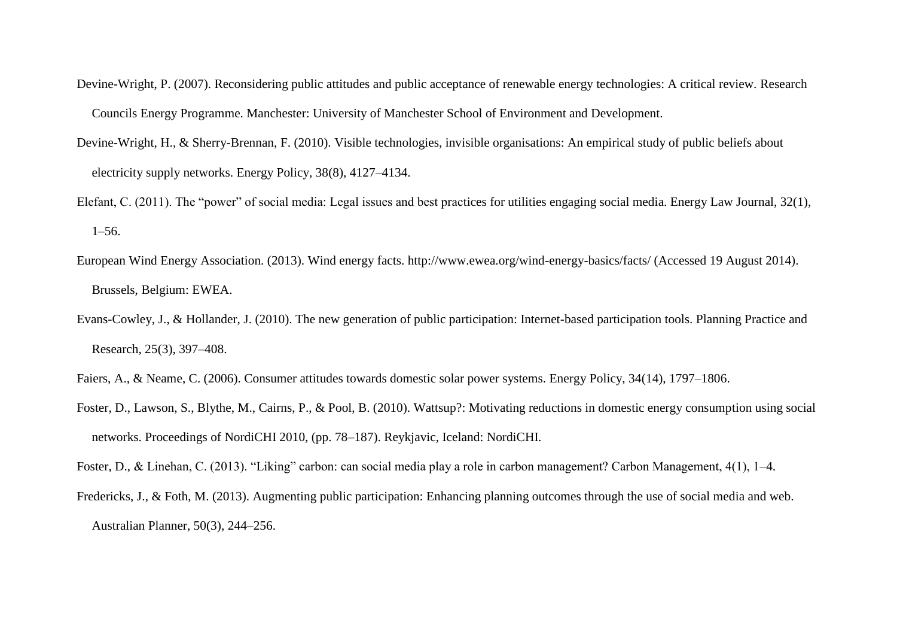Devine-Wright, P. (2007). Reconsidering public attitudes and public acceptance of renewable energy technologies: A critical review. Research Councils Energy Programme. Manchester: University of Manchester School of Environment and Development.

Devine-Wright, H., & Sherry-Brennan, F. (2010). Visible technologies, invisible organisations: An empirical study of public beliefs about electricity supply networks. Energy Policy, 38(8), 4127–4134.

Elefant, C. (2011). The "power" of social media: Legal issues and best practices for utilities engaging social media. Energy Law Journal, 32(1), 1–56.

European Wind Energy Association. (2013). Wind energy facts. http://www.ewea.org/wind-energy-basics/facts/ (Accessed 19 August 2014). Brussels, Belgium: EWEA.

Evans-Cowley, J., & Hollander, J. (2010). The new generation of public participation: Internet-based participation tools. Planning Practice and Research, 25(3), 397–408.

Faiers, A., & Neame, C. (2006). Consumer attitudes towards domestic solar power systems. Energy Policy, 34(14), 1797–1806.

Foster, D., Lawson, S., Blythe, M., Cairns, P., & Pool, B. (2010). Wattsup?: Motivating reductions in domestic energy consumption using social networks. Proceedings of NordiCHI 2010, (pp. 78–187). Reykjavic, Iceland: NordiCHI.

Foster, D., & Linehan, C. (2013). "Liking" carbon: can social media play a role in carbon management? Carbon Management, 4(1), 1–4.

Fredericks, J., & Foth, M. (2013). Augmenting public participation: Enhancing planning outcomes through the use of social media and web. Australian Planner, 50(3), 244–256.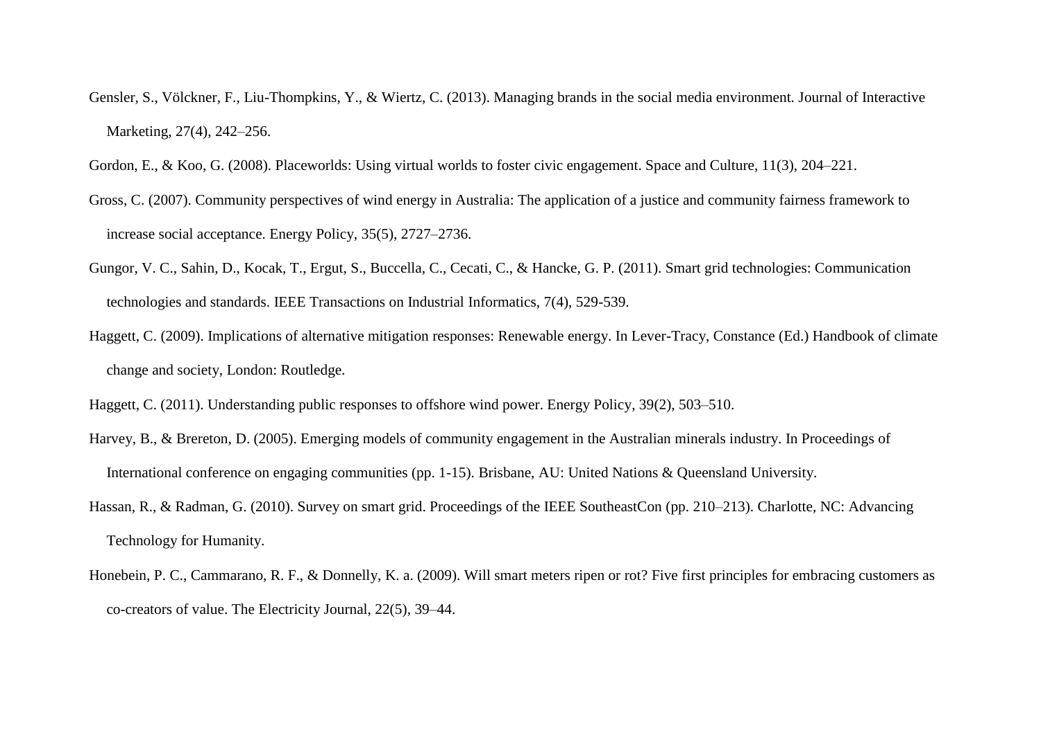Gensler, S., Völckner, F., Liu-Thompkins, Y., & Wiertz, C. (2013). Managing brands in the social media environment. Journal of Interactive Marketing, 27(4), 242–256.

Gordon, E., & Koo, G. (2008). Placeworlds: Using virtual worlds to foster civic engagement. Space and Culture, 11(3), 204–221.

Gross, C. (2007). Community perspectives of wind energy in Australia: The application of a justice and community fairness framework to increase social acceptance. Energy Policy, 35(5), 2727–2736.

Gungor, V. C., Sahin, D., Kocak, T., Ergut, S., Buccella, C., Cecati, C., & Hancke, G. P. (2011). Smart grid technologies: Communication technologies and standards. IEEE Transactions on Industrial Informatics, 7(4), 529-539.

Haggett, C. (2009). Implications of alternative mitigation responses: Renewable energy. In Lever-Tracy, Constance (Ed.) Handbook of climate change and society, London: Routledge.

Haggett, C. (2011). Understanding public responses to offshore wind power. Energy Policy, 39(2), 503–510.

Harvey, B., & Brereton, D. (2005). Emerging models of community engagement in the Australian minerals industry. In Proceedings of International conference on engaging communities (pp. 1-15). Brisbane, AU: United Nations & Queensland University.

Hassan, R., & Radman, G. (2010). Survey on smart grid. Proceedings of the IEEE SoutheastCon (pp. 210–213). Charlotte, NC: Advancing Technology for Humanity.

Honebein, P. C., Cammarano, R. F., & Donnelly, K. a. (2009). Will smart meters ripen or rot? Five first principles for embracing customers as co-creators of value. The Electricity Journal, 22(5), 39–44.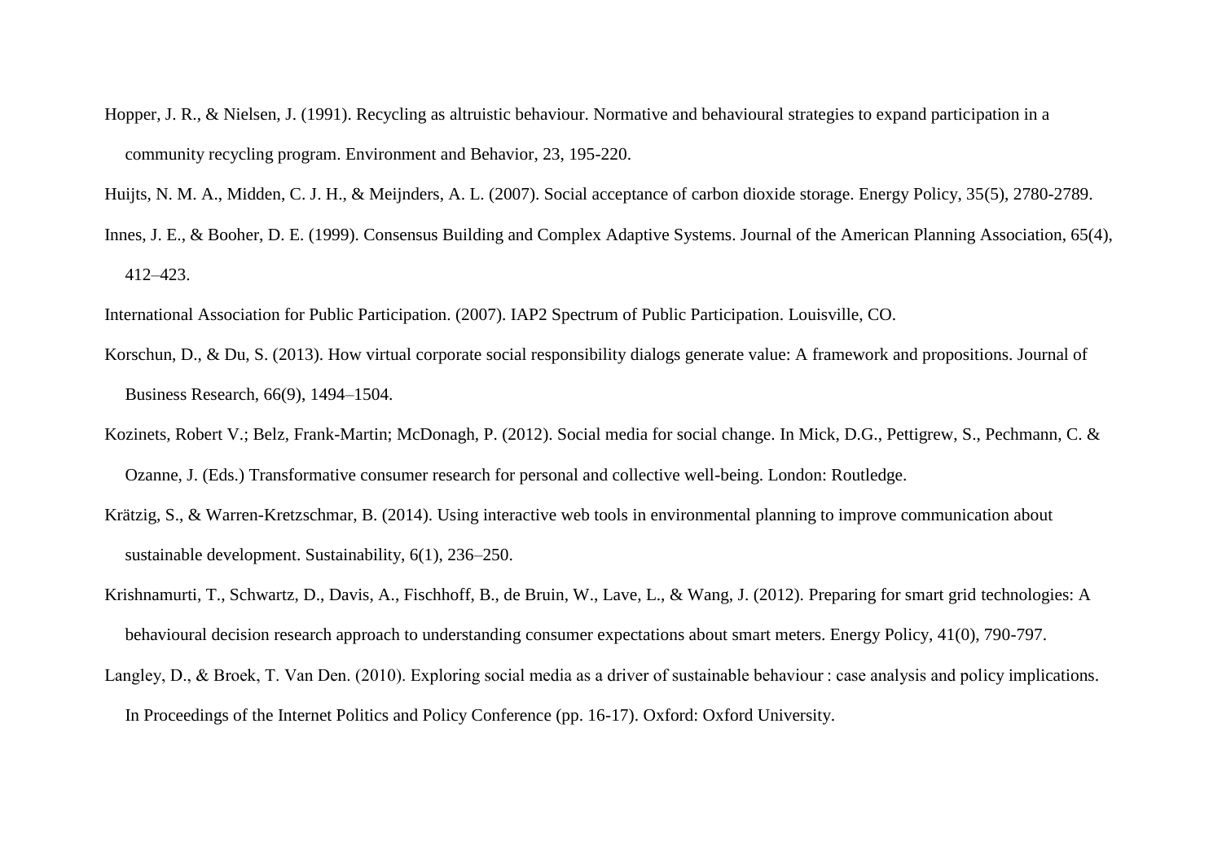Hopper, J. R., & Nielsen, J. (1991). Recycling as altruistic behaviour. Normative and behavioural strategies to expand participation in a community recycling program. Environment and Behavior, 23, 195-220.

Huijts, N. M. A., Midden, C. J. H., & Meijnders, A. L. (2007). Social acceptance of carbon dioxide storage. Energy Policy, 35(5), 2780-2789.

Innes, J. E., & Booher, D. E. (1999). Consensus Building and Complex Adaptive Systems. Journal of the American Planning Association, 65(4), 412–423.

International Association for Public Participation. (2007). IAP2 Spectrum of Public Participation. Louisville, CO.

Korschun, D., & Du, S. (2013). How virtual corporate social responsibility dialogs generate value: A framework and propositions. Journal of Business Research, 66(9), 1494–1504.

Kozinets, Robert V.; Belz, Frank-Martin; McDonagh, P. (2012). Social media for social change. In Mick, D.G., Pettigrew, S., Pechmann, C. & Ozanne, J. (Eds.) Transformative consumer research for personal and collective well-being. London: Routledge.

Krätzig, S., & Warren-Kretzschmar, B. (2014). Using interactive web tools in environmental planning to improve communication about sustainable development. Sustainability, 6(1), 236–250.

Krishnamurti, T., Schwartz, D., Davis, A., Fischhoff, B., de Bruin, W., Lave, L., & Wang, J. (2012). Preparing for smart grid technologies: A behavioural decision research approach to understanding consumer expectations about smart meters. Energy Policy, 41(0), 790-797.

Langley, D., & Broek, T. Van Den. (2010). Exploring social media as a driver of sustainable behaviour : case analysis and policy implications. In Proceedings of the Internet Politics and Policy Conference (pp. 16-17). Oxford: Oxford University.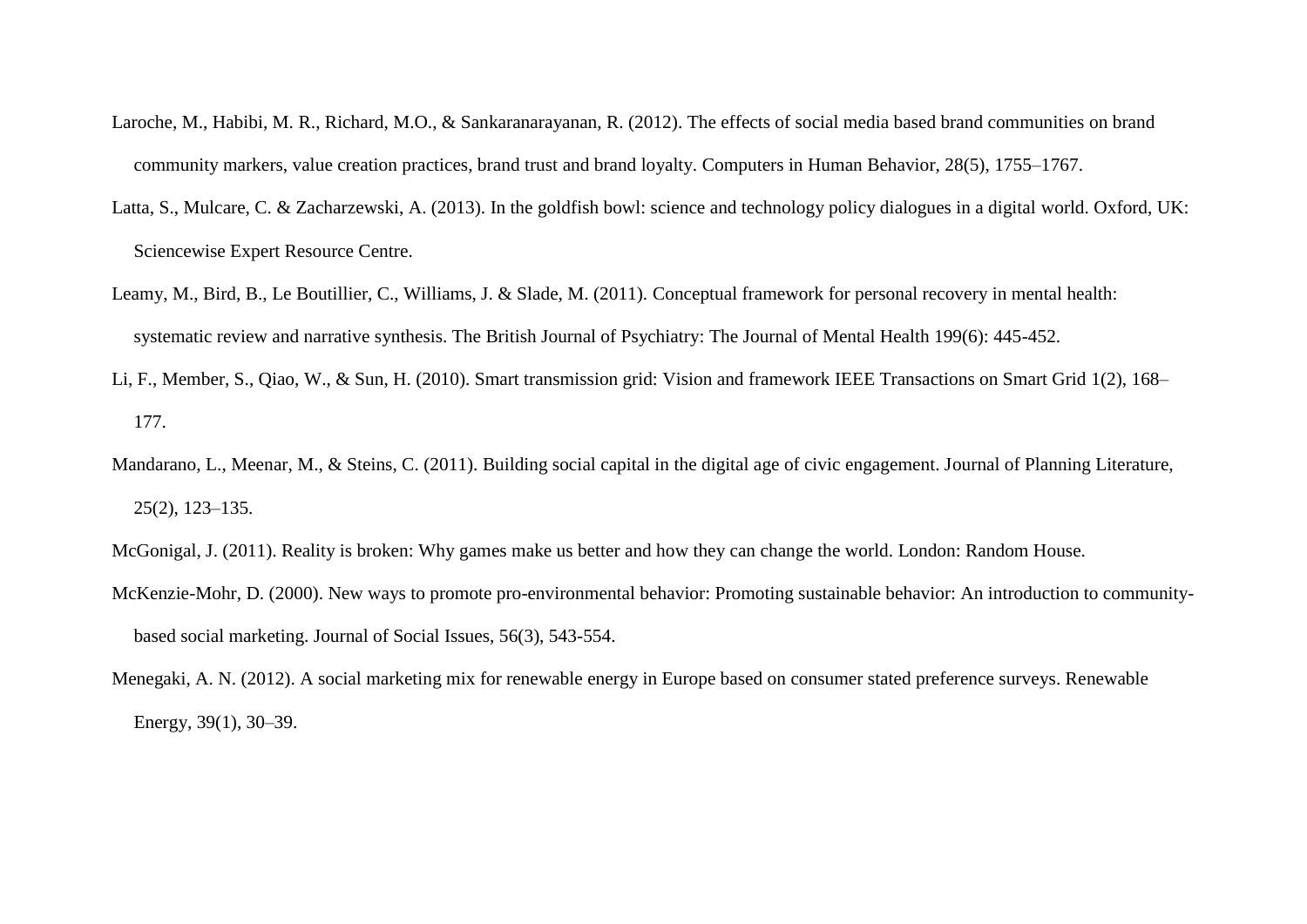Laroche, M., Habibi, M. R., Richard, M.O., & Sankaranarayanan, R. (2012). The effects of social media based brand communities on brand community markers, value creation practices, brand trust and brand loyalty. Computers in Human Behavior, 28(5), 1755–1767.

Latta, S., Mulcare, C. & Zacharzewski, A. (2013). In the goldfish bowl: science and technology policy dialogues in a digital world. Oxford, UK: Sciencewise Expert Resource Centre.

Leamy, M., Bird, B., Le Boutillier, C., Williams, J. & Slade, M. (2011). Conceptual framework for personal recovery in mental health: systematic review and narrative synthesis. The British Journal of Psychiatry: The Journal of Mental Health 199(6): 445-452.

Li, F., Member, S., Qiao, W., & Sun, H. (2010). Smart transmission grid: Vision and framework IEEE Transactions on Smart Grid 1(2), 168–177.

Mandarano, L., Meenar, M., & Steins, C. (2011). Building social capital in the digital age of civic engagement. Journal of Planning Literature, 25(2), 123–135.

McGonigal, J. (2011). Reality is broken: Why games make us better and how they can change the world. London: Random House.

McKenzie-Mohr, D. (2000). New ways to promote pro-environmental behavior: Promoting sustainable behavior: An introduction to community-based social marketing. Journal of Social Issues, 56(3), 543-554.

Menegaki, A. N. (2012). A social marketing mix for renewable energy in Europe based on consumer stated preference surveys. Renewable Energy, 39(1), 30–39.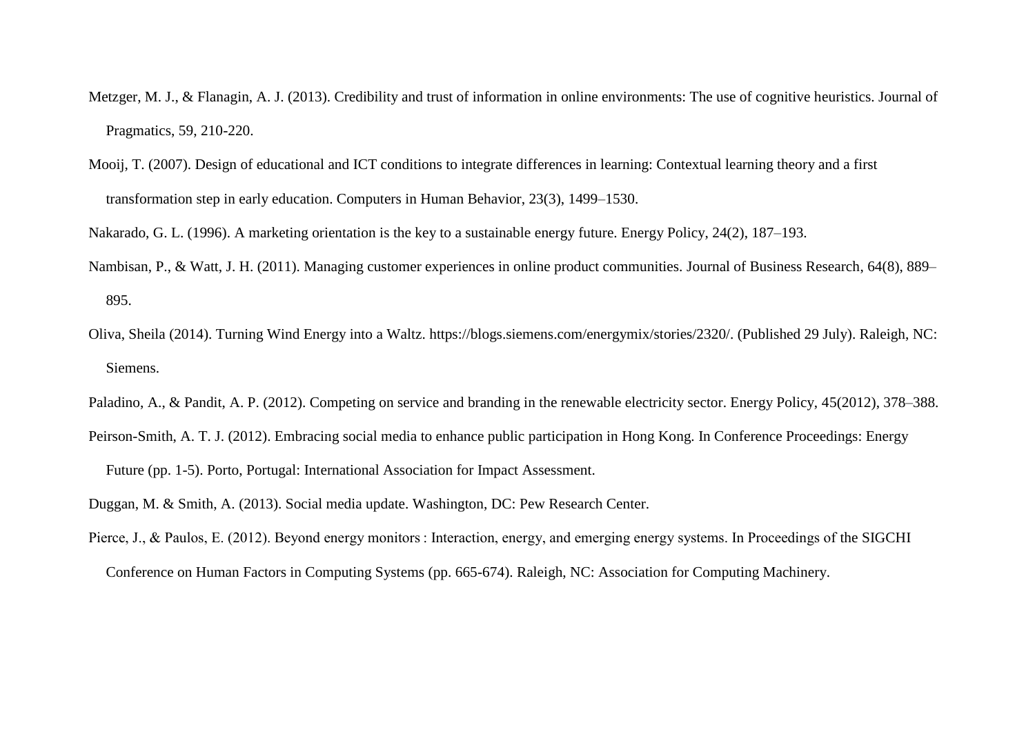Metzger, M. J., & Flanagin, A. J. (2013). Credibility and trust of information in online environments: The use of cognitive heuristics. Journal of Pragmatics, 59, 210-220.

Mooij, T. (2007). Design of educational and ICT conditions to integrate differences in learning: Contextual learning theory and a first transformation step in early education. Computers in Human Behavior, 23(3), 1499–1530.

Nakarado, G. L. (1996). A marketing orientation is the key to a sustainable energy future. Energy Policy, 24(2), 187–193.

Nambisan, P., & Watt, J. H. (2011). Managing customer experiences in online product communities. Journal of Business Research, 64(8), 889–895.

Oliva, Sheila (2014). Turning Wind Energy into a Waltz. https://blogs.siemens.com/energymix/stories/2320/. (Published 29 July). Raleigh, NC: Siemens.

Paladino, A., & Pandit, A. P. (2012). Competing on service and branding in the renewable electricity sector. Energy Policy, 45(2012), 378–388.

Peirson-Smith, A. T. J. (2012). Embracing social media to enhance public participation in Hong Kong. In Conference Proceedings: Energy Future (pp. 1-5). Porto, Portugal: International Association for Impact Assessment.

Duggan, M. & Smith, A. (2013). Social media update. Washington, DC: Pew Research Center.

Pierce, J., & Paulos, E. (2012). Beyond energy monitors : Interaction, energy, and emerging energy systems. In Proceedings of the SIGCHI Conference on Human Factors in Computing Systems (pp. 665-674). Raleigh, NC: Association for Computing Machinery.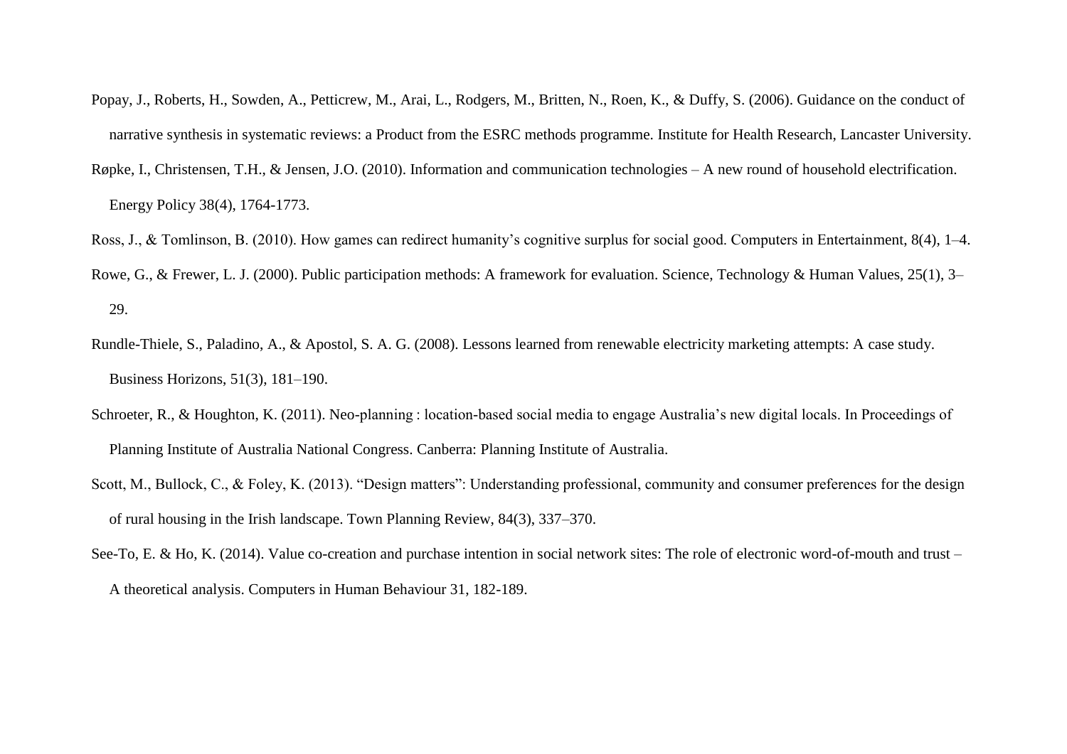Popay, J., Roberts, H., Sowden, A., Petticrew, M., Arai, L., Rodgers, M., Britten, N., Roen, K., & Duffy, S. (2006). Guidance on the conduct of narrative synthesis in systematic reviews: a Product from the ESRC methods programme. Institute for Health Research, Lancaster University.

Røpke, I., Christensen, T.H., & Jensen, J.O. (2010). Information and communication technologies – A new round of household electrification. Energy Policy 38(4), 1764-1773.

Ross, J., & Tomlinson, B. (2010). How games can redirect humanity's cognitive surplus for social good. Computers in Entertainment, 8(4), 1–4.

Rowe, G., & Frewer, L. J. (2000). Public participation methods: A framework for evaluation. Science, Technology & Human Values, 25(1), 3–29.

Rundle-Thiele, S., Paladino, A., & Apostol, S. A. G. (2008). Lessons learned from renewable electricity marketing attempts: A case study. Business Horizons, 51(3), 181–190.

Schroeter, R., & Houghton, K. (2011). Neo-planning : location-based social media to engage Australia's new digital locals. In Proceedings of Planning Institute of Australia National Congress. Canberra: Planning Institute of Australia.

Scott, M., Bullock, C., & Foley, K. (2013). "Design matters": Understanding professional, community and consumer preferences for the design of rural housing in the Irish landscape. Town Planning Review, 84(3), 337–370.

See-To, E. & Ho, K. (2014). Value co-creation and purchase intention in social network sites: The role of electronic word-of-mouth and trust – A theoretical analysis. Computers in Human Behaviour 31, 182-189.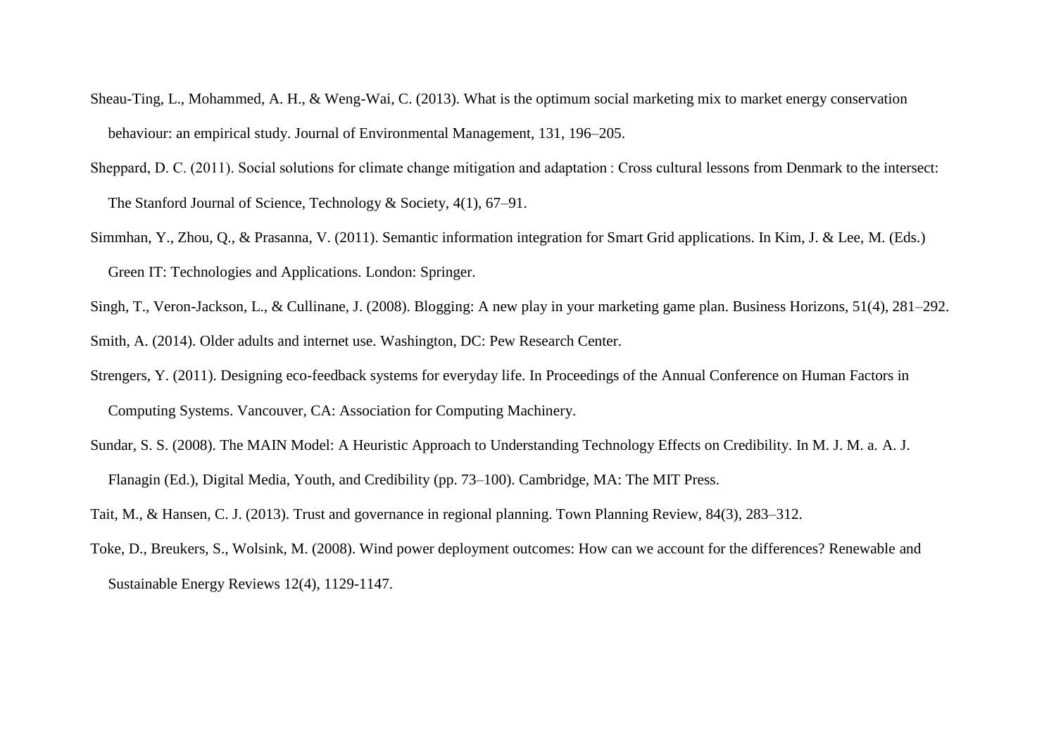Sheau-Ting, L., Mohammed, A. H., & Weng-Wai, C. (2013). What is the optimum social marketing mix to market energy conservation behaviour: an empirical study. Journal of Environmental Management, 131, 196–205.

Sheppard, D. C. (2011). Social solutions for climate change mitigation and adaptation : Cross cultural lessons from Denmark to the intersect: The Stanford Journal of Science, Technology & Society, 4(1), 67–91.

Simmhan, Y., Zhou, Q., & Prasanna, V. (2011). Semantic information integration for Smart Grid applications. In Kim, J. & Lee, M. (Eds.) Green IT: Technologies and Applications. London: Springer.

Singh, T., Veron-Jackson, L., & Cullinane, J. (2008). Blogging: A new play in your marketing game plan. Business Horizons, 51(4), 281–292.

Smith, A. (2014). Older adults and internet use. Washington, DC: Pew Research Center.

Strengers, Y. (2011). Designing eco-feedback systems for everyday life. In Proceedings of the Annual Conference on Human Factors in Computing Systems. Vancouver, CA: Association for Computing Machinery.

Sundar, S. S. (2008). The MAIN Model: A Heuristic Approach to Understanding Technology Effects on Credibility. In M. J. M. a. A. J. Flanagin (Ed.), Digital Media, Youth, and Credibility (pp. 73–100). Cambridge, MA: The MIT Press.

Tait, M., & Hansen, C. J. (2013). Trust and governance in regional planning. Town Planning Review, 84(3), 283–312.

Toke, D., Breukers, S., Wolsink, M. (2008). Wind power deployment outcomes: How can we account for the differences? Renewable and Sustainable Energy Reviews 12(4), 1129-1147.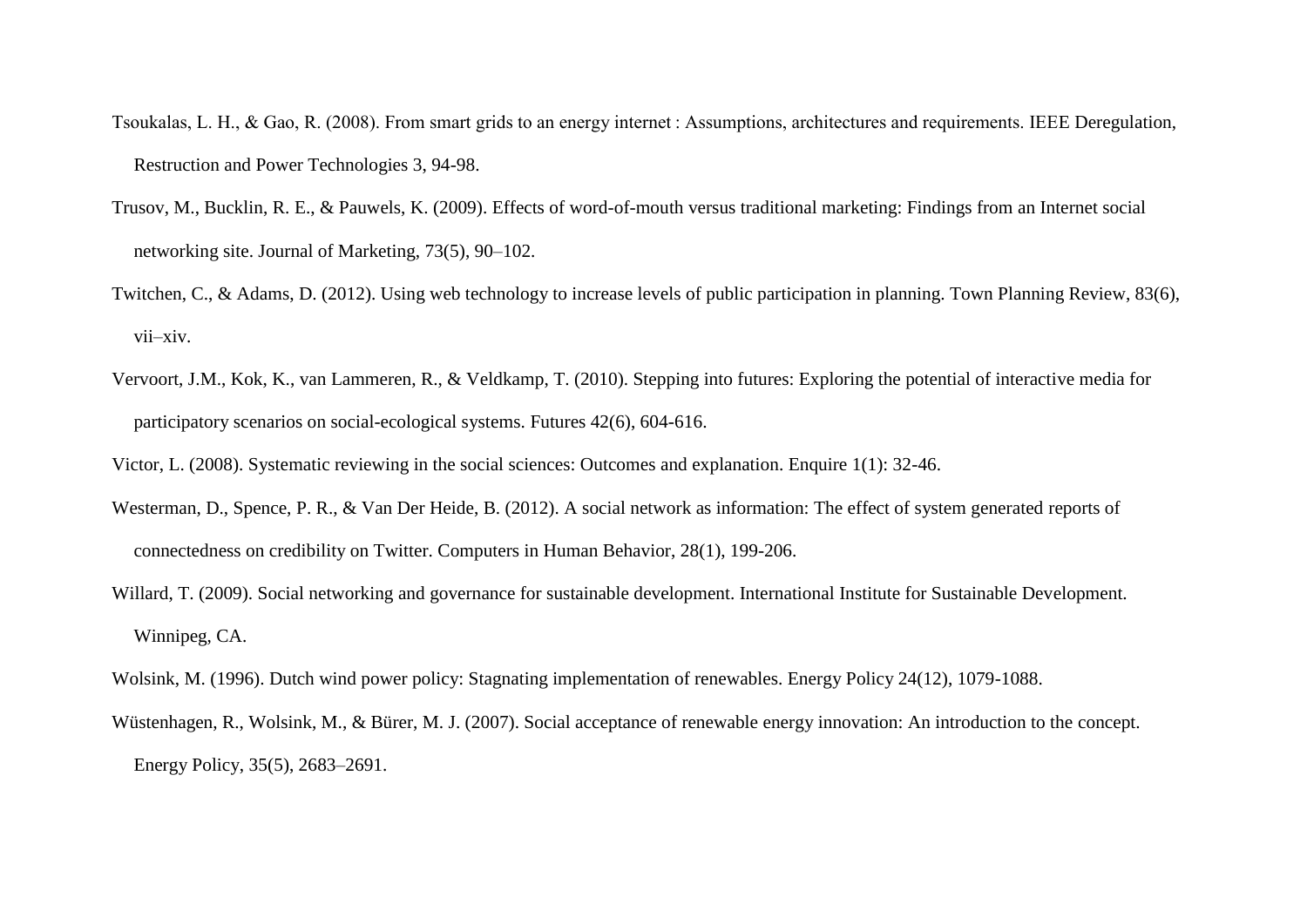Tsoukalas, L. H., & Gao, R. (2008). From smart grids to an energy internet : Assumptions, architectures and requirements. IEEE Deregulation, Restruction and Power Technologies 3, 94-98.

Trusov, M., Bucklin, R. E., & Pauwels, K. (2009). Effects of word-of-mouth versus traditional marketing: Findings from an Internet social networking site. Journal of Marketing, 73(5), 90–102.

Twitchen, C., & Adams, D. (2012). Using web technology to increase levels of public participation in planning. Town Planning Review, 83(6), vii–xiv.

Vervoort, J.M., Kok, K., van Lammeren, R., & Veldkamp, T. (2010). Stepping into futures: Exploring the potential of interactive media for participatory scenarios on social-ecological systems. Futures 42(6), 604-616.

Victor, L. (2008). Systematic reviewing in the social sciences: Outcomes and explanation. Enquire 1(1): 32-46.

Westerman, D., Spence, P. R., & Van Der Heide, B. (2012). A social network as information: The effect of system generated reports of connectedness on credibility on Twitter. Computers in Human Behavior, 28(1), 199-206.

Willard, T. (2009). Social networking and governance for sustainable development. International Institute for Sustainable Development. Winnipeg, CA.

Wolsink, M. (1996). Dutch wind power policy: Stagnating implementation of renewables. Energy Policy 24(12), 1079-1088.

Wüstenhagen, R., Wolsink, M., & Bürer, M. J. (2007). Social acceptance of renewable energy innovation: An introduction to the concept. Energy Policy, 35(5), 2683–2691.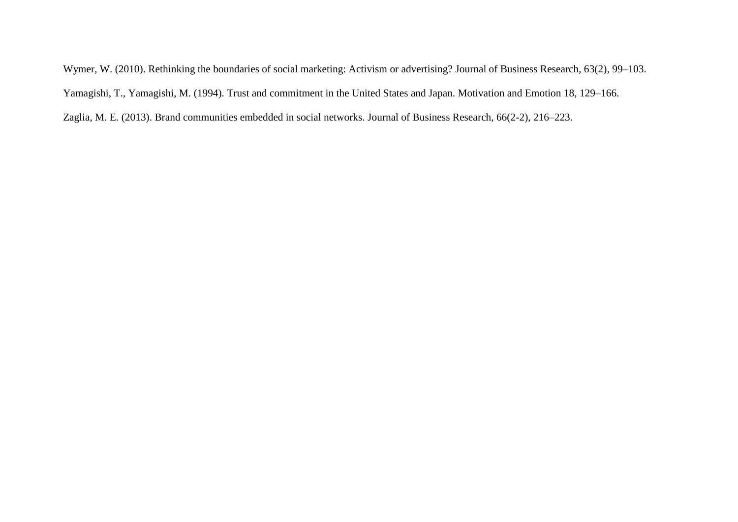Wymer, W. (2010). Rethinking the boundaries of social marketing: Activism or advertising? Journal of Business Research, 63(2), 99–103.

Yamagishi, T., Yamagishi, M. (1994). Trust and commitment in the United States and Japan. Motivation and Emotion 18, 129–166.

Zaglia, M. E. (2013). Brand communities embedded in social networks. Journal of Business Research, 66(2-2), 216–223.